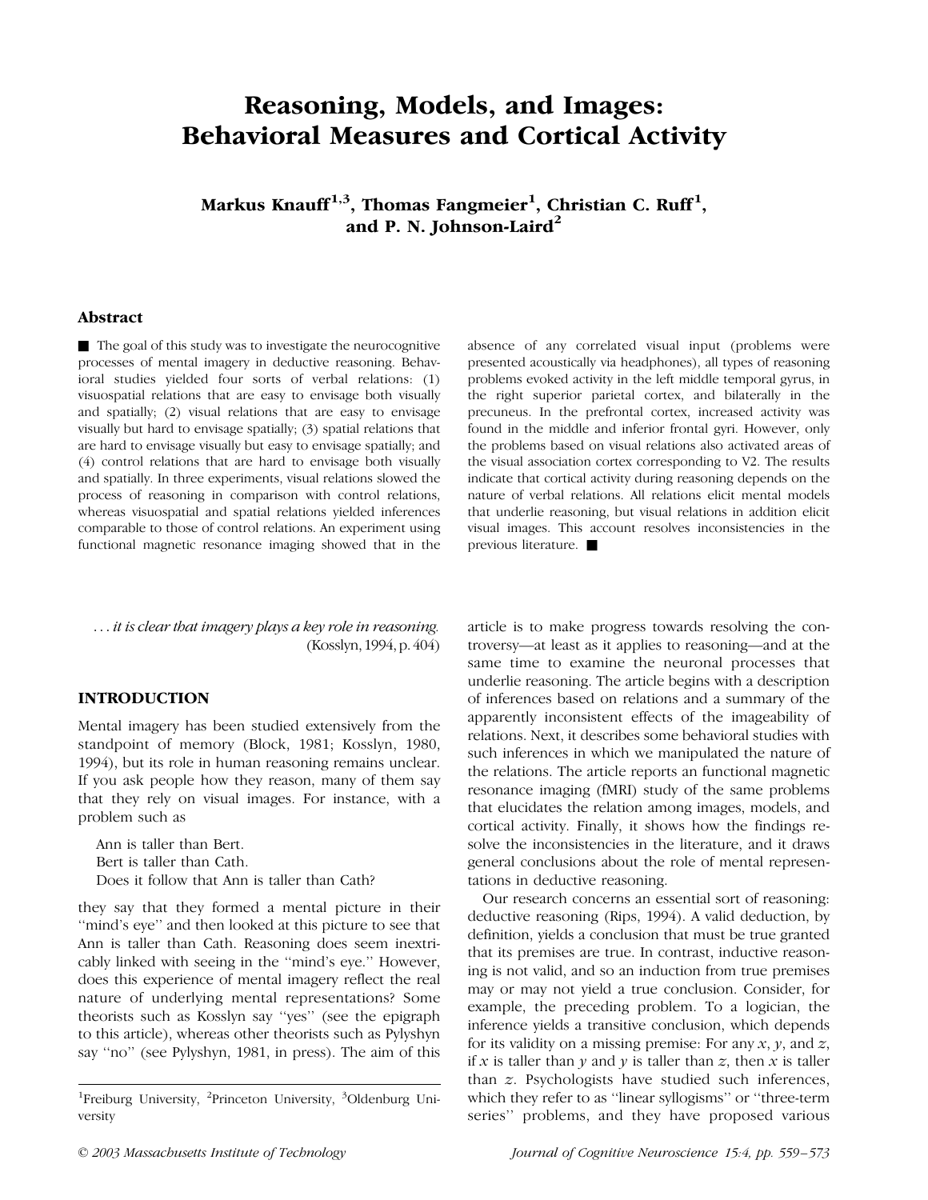# Reasoning, Models, and Images: Behavioral Measures and Cortical Activity

**Markus Knauff[1,3], Thomas Fangmeier[1], Christian C. Ruff[1], and P. N. Johnson-Laird[2]**

## Abstract

■ The goal of this study was to investigate the neurocognitive processes of mental imagery in deductive reasoning. Behavioral studies yielded four sorts of verbal relations: (1) visuospatial relations that are easy to envisage both visually and spatially; (2) visual relations that are easy to envisage visually but hard to envisage spatially; (3) spatial relations that are hard to envisage visually but easy to envisage spatially; and (4) control relations that are hard to envisage both visually and spatially. In three experiments, visual relations slowed the process of reasoning in comparison with control relations, whereas visuospatial and spatial relations yielded inferences comparable to those of control relations. An experiment using functional magnetic resonance imaging showed that in the absence of any correlated visual input (problems were presented acoustically via headphones), all types of reasoning problems evoked activity in the left middle temporal gyrus, in the right superior parietal cortex, and bilaterally in the precuneus. In the prefrontal cortex, increased activity was found in the middle and inferior frontal gyri. However, only the problems based on visual relations also activated areas of the visual association cortex corresponding to V2. The results indicate that cortical activity during reasoning depends on the nature of verbal relations. All relations elicit mental models that underlie reasoning, but visual relations in addition elicit visual images. This account resolves inconsistencies in the previous literature. ■

> *. . . it is clear that imagery plays a key role in reasoning.*
> (Kosslyn, 1994, p. 404)

## INTRODUCTION

Mental imagery has been studied extensively from the standpoint of memory (Block, 1981; Kosslyn, 1980, 1994), but its role in human reasoning remains unclear. If you ask people how they reason, many of them say that they rely on visual images. For instance, with a problem such as

Ann is taller than Bert.
Bert is taller than Cath.
Does it follow that Ann is taller than Cath?

they say that they formed a mental picture in their ''mind's eye'' and then looked at this picture to see that Ann is taller than Cath. Reasoning does seem inextricably linked with seeing in the ''mind's eye.'' However, does this experience of mental imagery reflect the real nature of underlying mental representations? Some theorists such as Kosslyn say ''yes'' (see the epigraph to this article), whereas other theorists such as Pylyshyn say ''no'' (see Pylyshyn, 1981, in press). The aim of this article is to make progress towards resolving the controversy—at least as it applies to reasoning—and at the same time to examine the neuronal processes that underlie reasoning. The article begins with a description of inferences based on relations and a summary of the apparently inconsistent effects of the imageability of relations. Next, it describes some behavioral studies with such inferences in which we manipulated the nature of the relations. The article reports an functional magnetic resonance imaging (fMRI) study of the same problems that elucidates the relation among images, models, and cortical activity. Finally, it shows how the findings resolve the inconsistencies in the literature, and it draws general conclusions about the role of mental representations in deductive reasoning.

Our research concerns an essential sort of reasoning: deductive reasoning (Rips, 1994). A valid deduction, by definition, yields a conclusion that must be true granted that its premises are true. In contrast, inductive reasoning is not valid, and so an induction from true premises may or may not yield a true conclusion. Consider, for example, the preceding problem. To a logician, the inference yields a transitive conclusion, which depends for its validity on a missing premise: For any $x$, $y$, and $z$, if $x$ is taller than $y$ and $y$ is taller than $z$, then $x$ is taller than $z$. Psychologists have studied such inferences, which they refer to as ''linear syllogisms'' or ''three-term series'' problems, and they have proposed various

[1]Freiburg University, [2]Princeton University, [3]Oldenburg University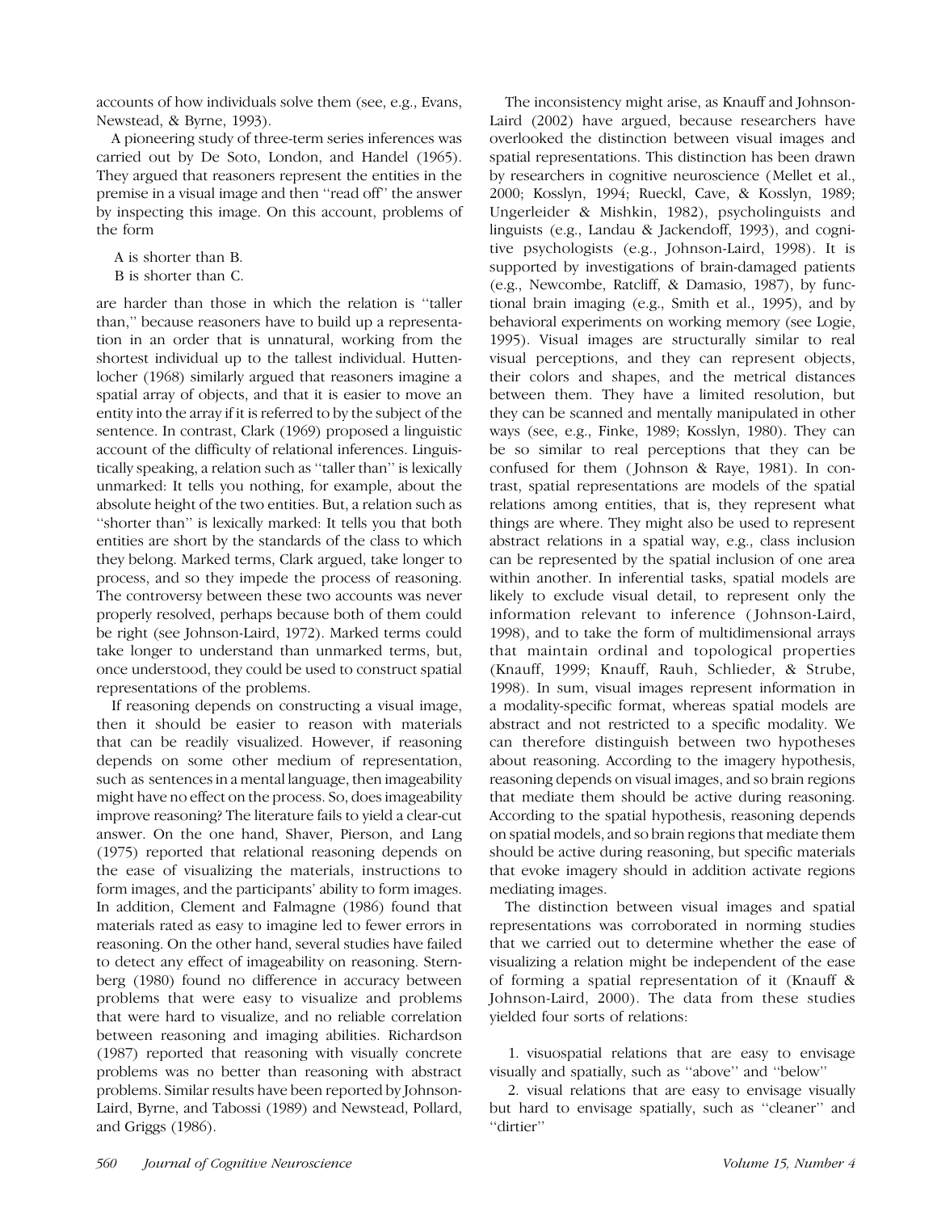accounts of how individuals solve them (see, e.g., Evans, Newstead, & Byrne, 1993).

A pioneering study of three-term series inferences was carried out by De Soto, London, and Handel (1965). They argued that reasoners represent the entities in the premise in a visual image and then "read off" the answer by inspecting this image. On this account, problems of the form

A is shorter than B.
B is shorter than C.

are harder than those in which the relation is "taller than," because reasoners have to build up a representation in an order that is unnatural, working from the shortest individual up to the tallest individual. Huttenlocher (1968) similarly argued that reasoners imagine a spatial array of objects, and that it is easier to move an entity into the array if it is referred to by the subject of the sentence. In contrast, Clark (1969) proposed a linguistic account of the difficulty of relational inferences. Linguistically speaking, a relation such as "taller than" is lexically unmarked: It tells you nothing, for example, about the absolute height of the two entities. But, a relation such as "shorter than" is lexically marked: It tells you that both entities are short by the standards of the class to which they belong. Marked terms, Clark argued, take longer to process, and so they impede the process of reasoning. The controversy between these two accounts was never properly resolved, perhaps because both of them could be right (see Johnson-Laird, 1972). Marked terms could take longer to understand than unmarked terms, but, once understood, they could be used to construct spatial representations of the problems.

If reasoning depends on constructing a visual image, then it should be easier to reason with materials that can be readily visualized. However, if reasoning depends on some other medium of representation, such as sentences in a mental language, then imageability might have no effect on the process. So, does imageability improve reasoning? The literature fails to yield a clear-cut answer. On the one hand, Shaver, Pierson, and Lang (1975) reported that relational reasoning depends on the ease of visualizing the materials, instructions to form images, and the participants' ability to form images. In addition, Clement and Falmagne (1986) found that materials rated as easy to imagine led to fewer errors in reasoning. On the other hand, several studies have failed to detect any effect of imageability on reasoning. Sternberg (1980) found no difference in accuracy between problems that were easy to visualize and problems that were hard to visualize, and no reliable correlation between reasoning and imaging abilities. Richardson (1987) reported that reasoning with visually concrete problems was no better than reasoning with abstract problems. Similar results have been reported by Johnson-Laird, Byrne, and Tabossi (1989) and Newstead, Pollard, and Griggs (1986).

The inconsistency might arise, as Knauff and Johnson-Laird (2002) have argued, because researchers have overlooked the distinction between visual images and spatial representations. This distinction has been drawn by researchers in cognitive neuroscience (Mellet et al., 2000; Kosslyn, 1994; Rueckl, Cave, & Kosslyn, 1989; Ungerleider & Mishkin, 1982), psycholinguists and linguists (e.g., Landau & Jackendoff, 1993), and cognitive psychologists (e.g., Johnson-Laird, 1998). It is supported by investigations of brain-damaged patients (e.g., Newcombe, Ratcliff, & Damasio, 1987), by functional brain imaging (e.g., Smith et al., 1995), and by behavioral experiments on working memory (see Logie, 1995). Visual images are structurally similar to real visual perceptions, and they can represent objects, their colors and shapes, and the metrical distances between them. They have a limited resolution, but they can be scanned and mentally manipulated in other ways (see, e.g., Finke, 1989; Kosslyn, 1980). They can be so similar to real perceptions that they can be confused for them (Johnson & Raye, 1981). In contrast, spatial representations are models of the spatial relations among entities, that is, they represent what things are where. They might also be used to represent abstract relations in a spatial way, e.g., class inclusion can be represented by the spatial inclusion of one area within another. In inferential tasks, spatial models are likely to exclude visual detail, to represent only the information relevant to inference (Johnson-Laird, 1998), and to take the form of multidimensional arrays that maintain ordinal and topological properties (Knauff, 1999; Knauff, Rauh, Schlieder, & Strube, 1998). In sum, visual images represent information in a modality-specific format, whereas spatial models are abstract and not restricted to a specific modality. We can therefore distinguish between two hypotheses about reasoning. According to the imagery hypothesis, reasoning depends on visual images, and so brain regions that mediate them should be active during reasoning. According to the spatial hypothesis, reasoning depends on spatial models, and so brain regions that mediate them should be active during reasoning, but specific materials that evoke imagery should in addition activate regions mediating images.

The distinction between visual images and spatial representations was corroborated in norming studies that we carried out to determine whether the ease of visualizing a relation might be independent of the ease of forming a spatial representation of it (Knauff & Johnson-Laird, 2000). The data from these studies yielded four sorts of relations:

1. visuospatial relations that are easy to envisage visually and spatially, such as "above" and "below"
2. visual relations that are easy to envisage visually but hard to envisage spatially, such as "cleaner" and "dirtier"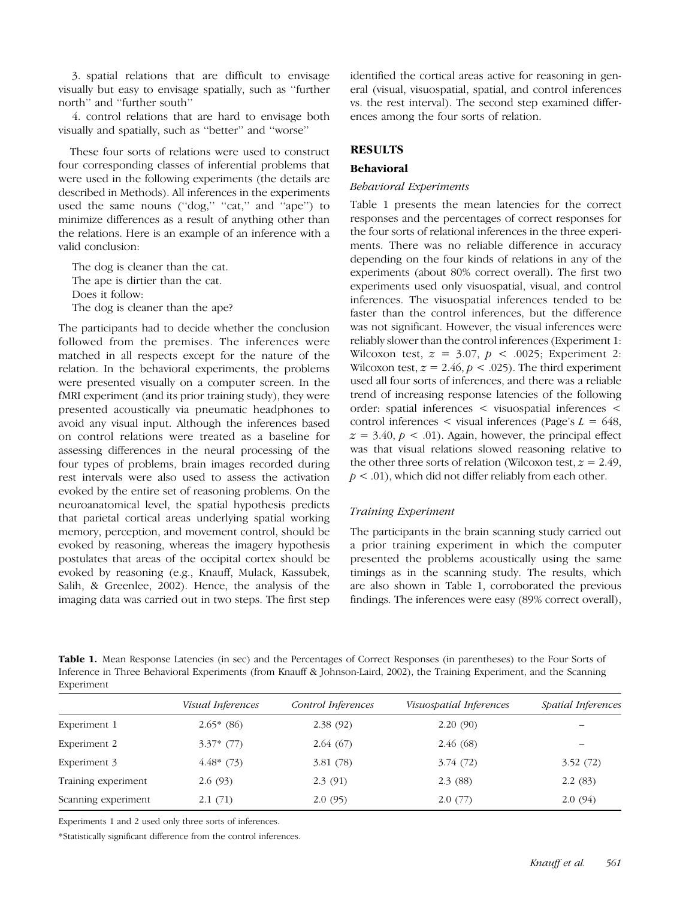3. spatial relations that are difficult to envisage visually but easy to envisage spatially, such as ''further north'' and ''further south''

4. control relations that are hard to envisage both visually and spatially, such as ''better'' and ''worse''

These four sorts of relations were used to construct four corresponding classes of inferential problems that were used in the following experiments (the details are described in Methods). All inferences in the experiments used the same nouns (''dog,'' ''cat,'' and ''ape'') to minimize differences as a result of anything other than the relations. Here is an example of an inference with a valid conclusion:

The dog is cleaner than the cat.
The ape is dirtier than the cat.
Does it follow:
The dog is cleaner than the ape?

The participants had to decide whether the conclusion followed from the premises. The inferences were matched in all respects except for the nature of the relation. In the behavioral experiments, the problems were presented visually on a computer screen. In the fMRI experiment (and its prior training study), they were presented acoustically via pneumatic headphones to avoid any visual input. Although the inferences based on control relations were treated as a baseline for assessing differences in the neural processing of the four types of problems, brain images recorded during rest intervals were also used to assess the activation evoked by the entire set of reasoning problems. On the neuroanatomical level, the spatial hypothesis predicts that parietal cortical areas underlying spatial working memory, perception, and movement control, should be evoked by reasoning, whereas the imagery hypothesis postulates that areas of the occipital cortex should be evoked by reasoning (e.g., Knauff, Mulack, Kassubek, Salih, & Greenlee, 2002). Hence, the analysis of the imaging data was carried out in two steps. The first step identified the cortical areas active for reasoning in general (visual, visuospatial, spatial, and control inferences vs. the rest interval). The second step examined differences among the four sorts of relation.

## RESULTS

### Behavioral

#### *Behavioral Experiments*

Table 1 presents the mean latencies for the correct responses and the percentages of correct responses for the four sorts of relational inferences in the three experiments. There was no reliable difference in accuracy depending on the four kinds of relations in any of the experiments (about 80% correct overall). The first two experiments used only visuospatial, visual, and control inferences. The visuospatial inferences tended to be faster than the control inferences, but the difference was not significant. However, the visual inferences were reliably slower than the control inferences (Experiment 1: Wilcoxon test, $z = 3.07$, $p < .0025$; Experiment 2: Wilcoxon test, $z = 2.46$, $p < .025$). The third experiment used all four sorts of inferences, and there was a reliable trend of increasing response latencies of the following order: spatial inferences < visuospatial inferences < control inferences < visual inferences (Page's $L = 648$, $z = 3.40$, $p < .01$). Again, however, the principal effect was that visual relations slowed reasoning relative to the other three sorts of relation (Wilcoxon test, $z = 2.49$, $p < .01$), which did not differ reliably from each other.

#### *Training Experiment*

The participants in the brain scanning study carried out a prior training experiment in which the computer presented the problems acoustically using the same timings as in the scanning study. The results, which are also shown in Table 1, corroborated the previous findings. The inferences were easy (89% correct overall),

**Table 1.** Mean Response Latencies (in sec) and the Percentages of Correct Responses (in parentheses) to the Four Sorts of Inference in Three Behavioral Experiments (from Knauff & Johnson-Laird, 2002), the Training Experiment, and the Scanning Experiment

| | *Visual Inferences* | *Control Inferences* | *Visuospatial Inferences* | *Spatial Inferences* |
|---|---|---|---|---|
| Experiment 1 | 2.65* (86) | 2.38 (92) | 2.20 (90) | – |
| Experiment 2 | 3.37* (77) | 2.64 (67) | 2.46 (68) | – |
| Experiment 3 | 4.48* (73) | 3.81 (78) | 3.74 (72) | 3.52 (72) |
| Training experiment | 2.6 (93) | 2.3 (91) | 2.3 (88) | 2.2 (83) |
| Scanning experiment | 2.1 (71) | 2.0 (95) | 2.0 (77) | 2.0 (94) |

Experiments 1 and 2 used only three sorts of inferences.

*Statistically significant difference from the control inferences.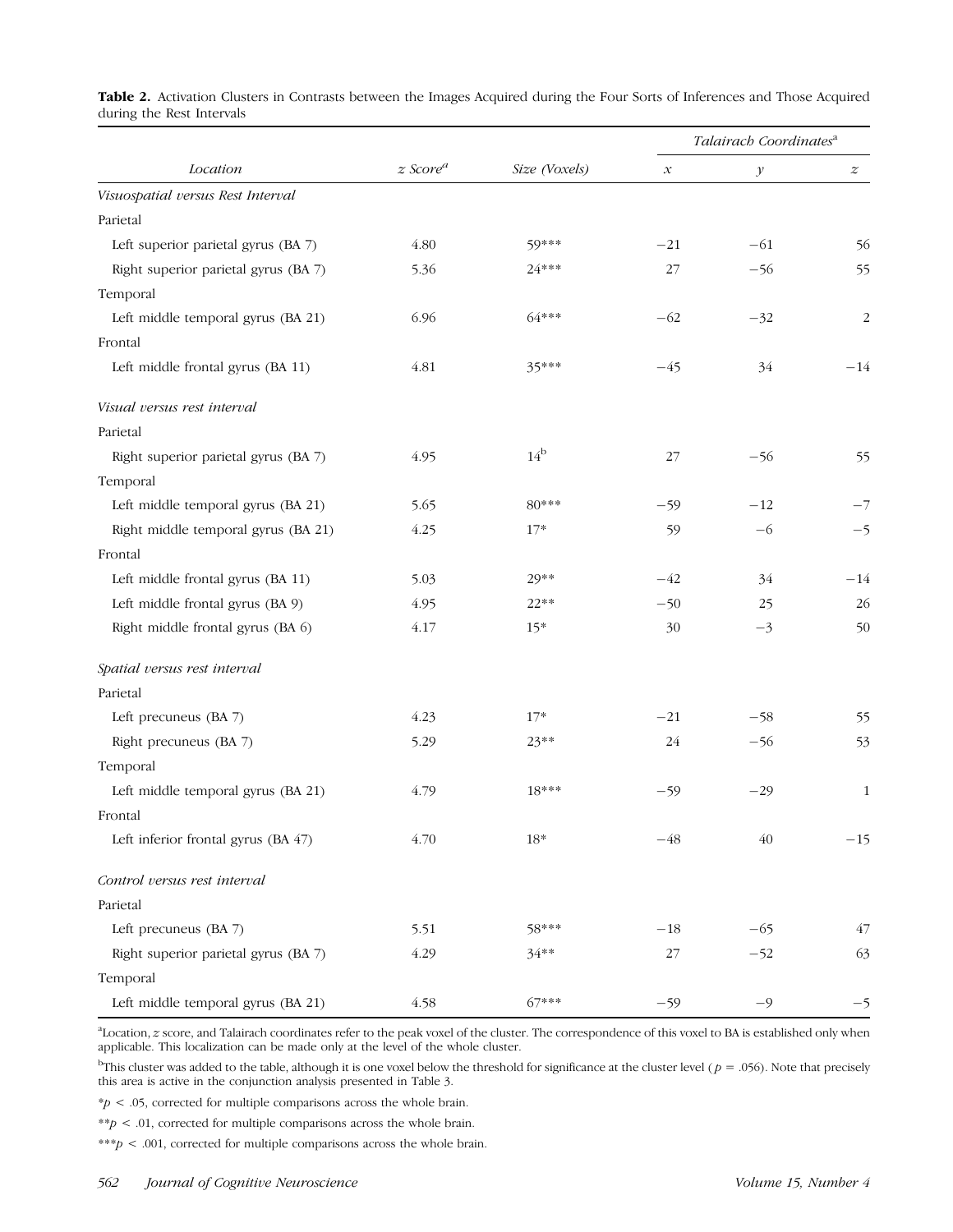**Table 2.** Activation Clusters in Contrasts between the Images Acquired during the Four Sorts of Inferences and Those Acquired during the Rest Intervals

| Location | z Score[a] | Size (Voxels) | Talairach Coordinates[a] | | |
|---|---|---|---|---|---|
| | | | x | y | z |
| *Visuospatial versus Rest Interval* | | | | | |
| Parietal | | | | | |
| Left superior parietal gyrus (BA 7) | 4.80 | 59*** | −21 | −61 | 56 |
| Right superior parietal gyrus (BA 7) | 5.36 | 24*** | 27 | −56 | 55 |
| Temporal | | | | | |
| Left middle temporal gyrus (BA 21) | 6.96 | 64*** | −62 | −32 | 2 |
| Frontal | | | | | |
| Left middle frontal gyrus (BA 11) | 4.81 | 35*** | −45 | 34 | −14 |
| *Visual versus rest interval* | | | | | |
| Parietal | | | | | |
| Right superior parietal gyrus (BA 7) | 4.95 | 14[b] | 27 | −56 | 55 |
| Temporal | | | | | |
| Left middle temporal gyrus (BA 21) | 5.65 | 80*** | −59 | −12 | −7 |
| Right middle temporal gyrus (BA 21) | 4.25 | 17* | 59 | −6 | −5 |
| Frontal | | | | | |
| Left middle frontal gyrus (BA 11) | 5.03 | 29** | −42 | 34 | −14 |
| Left middle frontal gyrus (BA 9) | 4.95 | 22** | −50 | 25 | 26 |
| Right middle frontal gyrus (BA 6) | 4.17 | 15* | 30 | −3 | 50 |
| *Spatial versus rest interval* | | | | | |
| Parietal | | | | | |
| Left precuneus (BA 7) | 4.23 | 17* | −21 | −58 | 55 |
| Right precuneus (BA 7) | 5.29 | 23** | 24 | −56 | 53 |
| Temporal | | | | | |
| Left middle temporal gyrus (BA 21) | 4.79 | 18*** | −59 | −29 | 1 |
| Frontal | | | | | |
| Left inferior frontal gyrus (BA 47) | 4.70 | 18* | −48 | 40 | −15 |
| *Control versus rest interval* | | | | | |
| Parietal | | | | | |
| Left precuneus (BA 7) | 5.51 | 58*** | −18 | −65 | 47 |
| Right superior parietal gyrus (BA 7) | 4.29 | 34** | 27 | −52 | 63 |
| Temporal | | | | | |
| Left middle temporal gyrus (BA 21) | 4.58 | 67*** | −59 | −9 | −5 |

[a]Location, z score, and Talairach coordinates refer to the peak voxel of the cluster. The correspondence of this voxel to BA is established only when applicable. This localization can be made only at the level of the whole cluster.

[b]This cluster was added to the table, although it is one voxel below the threshold for significance at the cluster level ($p = .056$). Note that precisely this area is active in the conjunction analysis presented in Table 3.

*$p < .05$, corrected for multiple comparisons across the whole brain.

**$p < .01$, corrected for multiple comparisons across the whole brain.

***$p < .001$, corrected for multiple comparisons across the whole brain.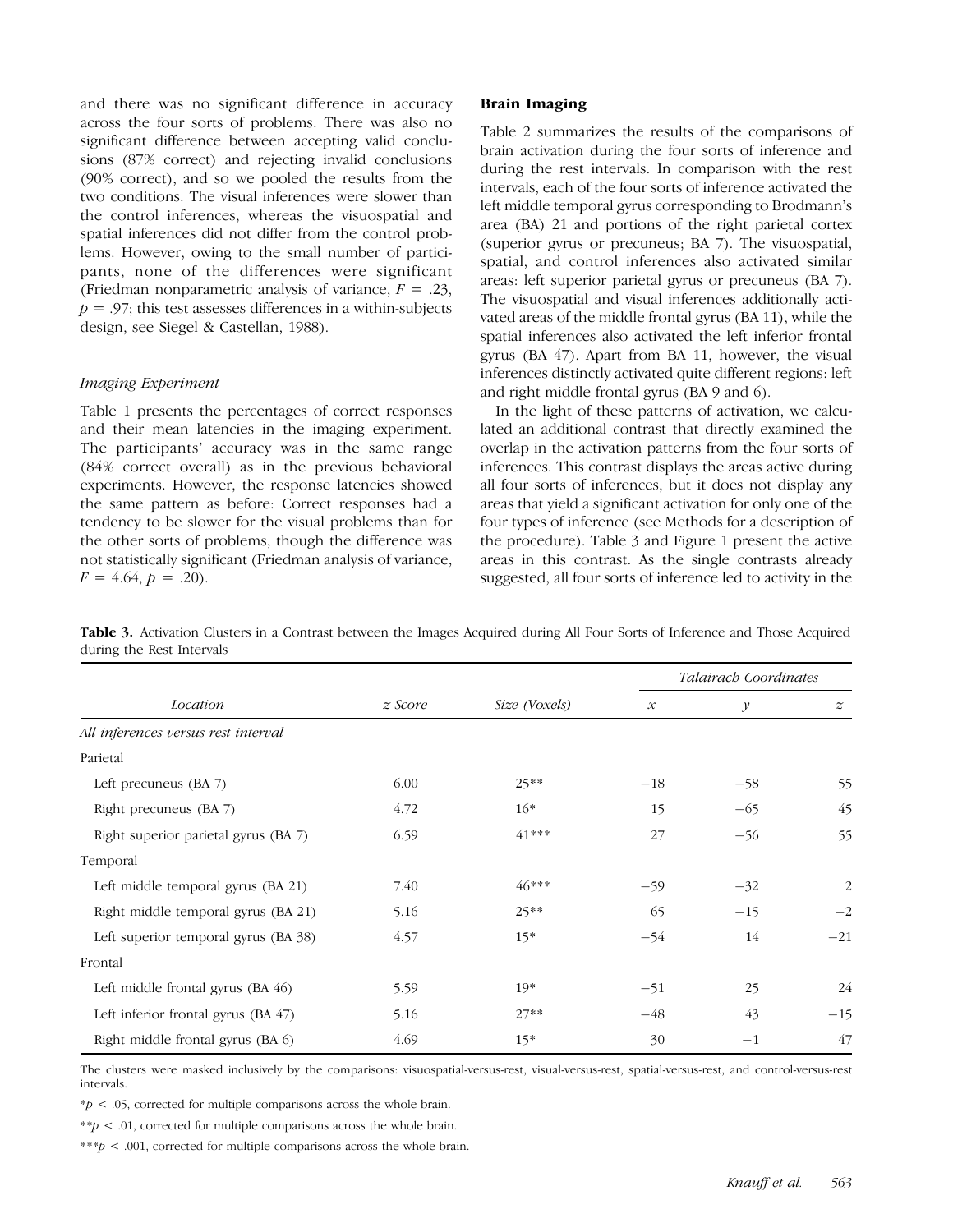and there was no significant difference in accuracy across the four sorts of problems. There was also no significant difference between accepting valid conclusions (87% correct) and rejecting invalid conclusions (90% correct), and so we pooled the results from the two conditions. The visual inferences were slower than the control inferences, whereas the visuospatial and spatial inferences did not differ from the control problems. However, owing to the small number of participants, none of the differences were significant (Friedman nonparametric analysis of variance, $F = .23$, $p = .97$; this test assesses differences in a within-subjects design, see Siegel & Castellan, 1988).

### *Imaging Experiment*

Table 1 presents the percentages of correct responses and their mean latencies in the imaging experiment. The participants' accuracy was in the same range (84% correct overall) as in the previous behavioral experiments. However, the response latencies showed the same pattern as before: Correct responses had a tendency to be slower for the visual problems than for the other sorts of problems, though the difference was not statistically significant (Friedman analysis of variance, $F = 4.64$, $p = .20$).

## Brain Imaging

Table 2 summarizes the results of the comparisons of brain activation during the four sorts of inference and during the rest intervals. In comparison with the rest intervals, each of the four sorts of inference activated the left middle temporal gyrus corresponding to Brodmann's area (BA) 21 and portions of the right parietal cortex (superior gyrus or precuneus; BA 7). The visuospatial, spatial, and control inferences also activated similar areas: left superior parietal gyrus or precuneus (BA 7). The visuospatial and visual inferences additionally activated areas of the middle frontal gyrus (BA 11), while the spatial inferences also activated the left inferior frontal gyrus (BA 47). Apart from BA 11, however, the visual inferences distinctly activated quite different regions: left and right middle frontal gyrus (BA 9 and 6).

In the light of these patterns of activation, we calculated an additional contrast that directly examined the overlap in the activation patterns from the four sorts of inferences. This contrast displays the areas active during all four sorts of inferences, but it does not display any areas that yield a significant activation for only one of the four types of inference (see Methods for a description of the procedure). Table 3 and Figure 1 present the active areas in this contrast. As the single contrasts already suggested, all four sorts of inference led to activity in the

**Table 3.** Activation Clusters in a Contrast between the Images Acquired during All Four Sorts of Inference and Those Acquired during the Rest Intervals

| *Location* | *z Score* | *Size (Voxels)* | *Talairach Coordinates* | | |
|---|---|---|---|---|---|
| | | | *x* | *y* | *z* |
| *All inferences versus rest interval* | | | | | |
| Parietal | | | | | |
| Left precuneus (BA 7) | 6.00 | 25** | −18 | −58 | 55 |
| Right precuneus (BA 7) | 4.72 | 16* | 15 | −65 | 45 |
| Right superior parietal gyrus (BA 7) | 6.59 | 41*** | 27 | −56 | 55 |
| Temporal | | | | | |
| Left middle temporal gyrus (BA 21) | 7.40 | 46*** | −59 | −32 | 2 |
| Right middle temporal gyrus (BA 21) | 5.16 | 25** | 65 | −15 | −2 |
| Left superior temporal gyrus (BA 38) | 4.57 | 15* | −54 | 14 | −21 |
| Frontal | | | | | |
| Left middle frontal gyrus (BA 46) | 5.59 | 19* | −51 | 25 | 24 |
| Left inferior frontal gyrus (BA 47) | 5.16 | 27** | −48 | 43 | −15 |
| Right middle frontal gyrus (BA 6) | 4.69 | 15* | 30 | −1 | 47 |

The clusters were masked inclusively by the comparisons: visuospatial-versus-rest, visual-versus-rest, spatial-versus-rest, and control-versus-rest intervals.

*$p < .05$, corrected for multiple comparisons across the whole brain.

**$p < .01$, corrected for multiple comparisons across the whole brain.

***$p < .001$, corrected for multiple comparisons across the whole brain.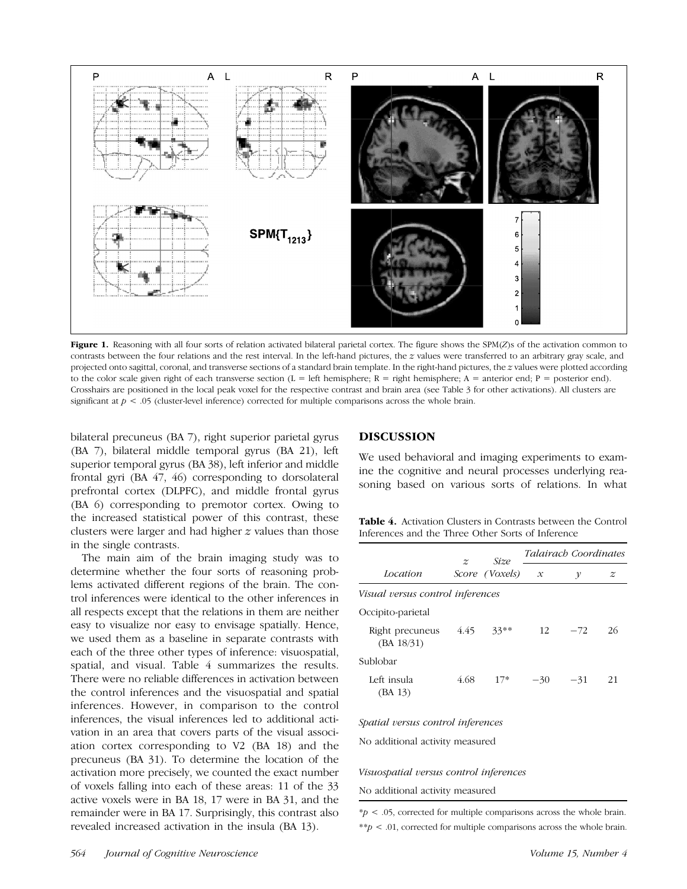**Figure 1.** Reasoning with all four sorts of relation activated bilateral parietal cortex. The figure shows the SPM(Z)s of the activation common to contrasts between the four relations and the rest interval. In the left-hand pictures, the $z$ values were transferred to an arbitrary gray scale, and projected onto sagittal, coronal, and transverse sections of a standard brain template. In the right-hand pictures, the $z$ values were plotted according to the color scale given right of each transverse section (L = left hemisphere; R = right hemisphere; A = anterior end; P = posterior end). Crosshairs are positioned in the local peak voxel for the respective contrast and brain area (see Table 3 for other activations). All clusters are significant at $p < .05$ (cluster-level inference) corrected for multiple comparisons across the whole brain.

bilateral precuneus (BA 7), right superior parietal gyrus (BA 7), bilateral middle temporal gyrus (BA 21), left superior temporal gyrus (BA 38), left inferior and middle frontal gyri (BA 47, 46) corresponding to dorsolateral prefrontal cortex (DLPFC), and middle frontal gyrus (BA 6) corresponding to premotor cortex. Owing to the increased statistical power of this contrast, these clusters were larger and had higher $z$ values than those in the single contrasts.

The main aim of the brain imaging study was to determine whether the four sorts of reasoning problems activated different regions of the brain. The control inferences were identical to the other inferences in all respects except that the relations in them are neither easy to visualize nor easy to envisage spatially. Hence, we used them as a baseline in separate contrasts with each of the three other types of inference: visuospatial, spatial, and visual. Table 4 summarizes the results. There were no reliable differences in activation between the control inferences and the visuospatial and spatial inferences. However, in comparison to the control inferences, the visual inferences led to additional activation in an area that covers parts of the visual association cortex corresponding to V2 (BA 18) and the precuneus (BA 31). To determine the location of the activation more precisely, we counted the exact number of voxels falling into each of these areas: 11 of the 33 active voxels were in BA 18, 17 were in BA 31, and the remainder were in BA 17. Surprisingly, this contrast also revealed increased activation in the insula (BA 13).

## DISCUSSION

We used behavioral and imaging experiments to examine the cognitive and neural processes underlying reasoning based on various sorts of relations. In what

**Table 4.** Activation Clusters in Contrasts between the Control Inferences and the Three Other Sorts of Inference

| Location | z Score | Size (Voxels) | Talairach Coordinates | | |
|---|---|---|---|---|---|
| | | | x | y | z |
| *Visual versus control inferences* | | | | | |
| Occipito-parietal | | | | | |
| Right precuneus (BA 18/31) | 4.45 | 33** | 12 | −72 | 26 |
| Sublobar | | | | | |
| Left insula (BA 13) | 4.68 | 17* | −30 | −31 | 21 |
| *Spatial versus control inferences* | | | | | |
| No additional activity measured | | | | | |
| *Visuospatial versus control inferences* | | | | | |
| No additional activity measured | | | | | |

*$p < .05$, corrected for multiple comparisons across the whole brain.

**$p < .01$, corrected for multiple comparisons across the whole brain.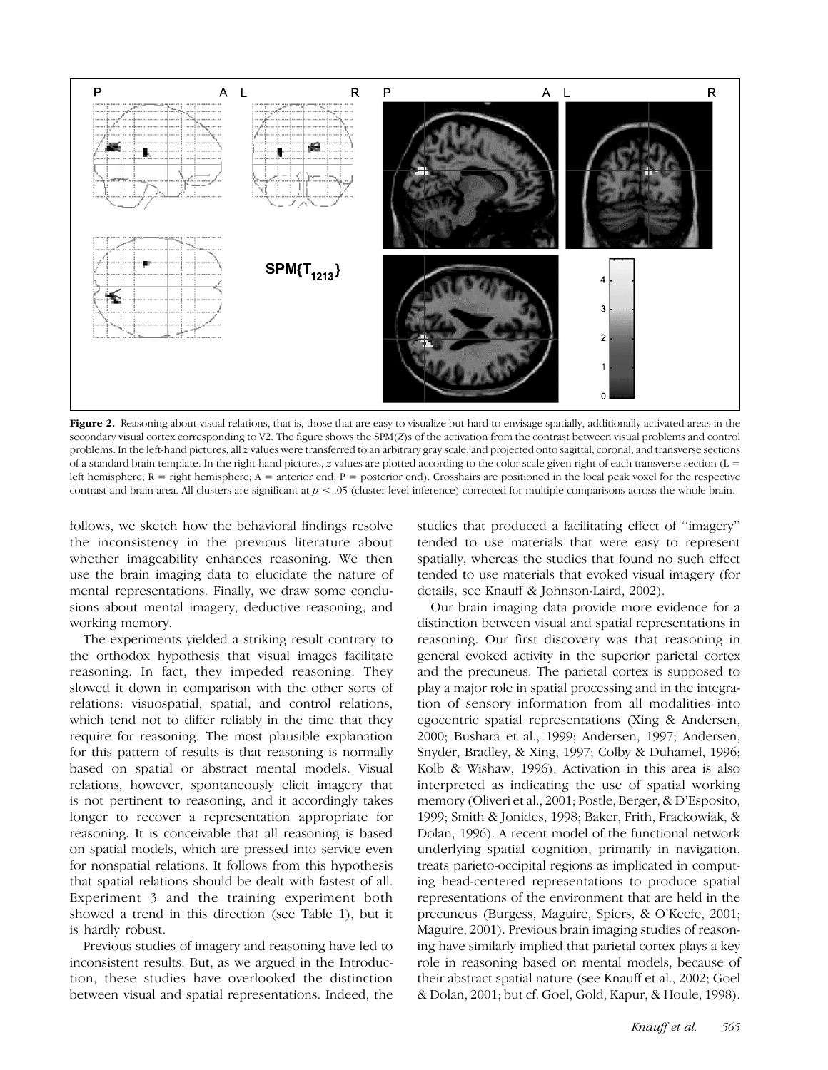P A L R P A L R

SPM{$T_{1213}$}

4

3

2

1

0

**Figure 2.** Reasoning about visual relations, that is, those that are easy to visualize but hard to envisage spatially, additionally activated areas in the secondary visual cortex corresponding to V2. The figure shows the SPM($Z$)s of the activation from the contrast between visual problems and control problems. In the left-hand pictures, all $z$ values were transferred to an arbitrary gray scale, and projected onto sagittal, coronal, and transverse sections of a standard brain template. In the right-hand pictures, $z$ values are plotted according to the color scale given right of each transverse section (L = left hemisphere; R = right hemisphere; A = anterior end; P = posterior end). Crosshairs are positioned in the local peak voxel for the respective contrast and brain area. All clusters are significant at $p < .05$ (cluster-level inference) corrected for multiple comparisons across the whole brain.

follows, we sketch how the behavioral findings resolve the inconsistency in the previous literature about whether imageability enhances reasoning. We then use the brain imaging data to elucidate the nature of mental representations. Finally, we draw some conclusions about mental imagery, deductive reasoning, and working memory.

The experiments yielded a striking result contrary to the orthodox hypothesis that visual images facilitate reasoning. In fact, they impeded reasoning. They slowed it down in comparison with the other sorts of relations: visuospatial, spatial, and control relations, which tend not to differ reliably in the time that they require for reasoning. The most plausible explanation for this pattern of results is that reasoning is normally based on spatial or abstract mental models. Visual relations, however, spontaneously elicit imagery that is not pertinent to reasoning, and it accordingly takes longer to recover a representation appropriate for reasoning. It is conceivable that all reasoning is based on spatial models, which are pressed into service even for nonspatial relations. It follows from this hypothesis that spatial relations should be dealt with fastest of all. Experiment 3 and the training experiment both showed a trend in this direction (see Table 1), but it is hardly robust.

Previous studies of imagery and reasoning have led to inconsistent results. But, as we argued in the Introduction, these studies have overlooked the distinction between visual and spatial representations. Indeed, the studies that produced a facilitating effect of "imagery" tended to use materials that were easy to represent spatially, whereas the studies that found no such effect tended to use materials that evoked visual imagery (for details, see Knauff & Johnson-Laird, 2002).

Our brain imaging data provide more evidence for a distinction between visual and spatial representations in reasoning. Our first discovery was that reasoning in general evoked activity in the superior parietal cortex and the precuneus. The parietal cortex is supposed to play a major role in spatial processing and in the integration of sensory information from all modalities into egocentric spatial representations (Xing & Andersen, 2000; Bushara et al., 1999; Andersen, 1997; Andersen, Snyder, Bradley, & Xing, 1997; Colby & Duhamel, 1996; Kolb & Wishaw, 1996). Activation in this area is also interpreted as indicating the use of spatial working memory (Oliveri et al., 2001; Postle, Berger, & D'Esposito, 1999; Smith & Jonides, 1998; Baker, Frith, Frackowiak, & Dolan, 1996). A recent model of the functional network underlying spatial cognition, primarily in navigation, treats parieto-occipital regions as implicated in computing head-centered representations to produce spatial representations of the environment that are held in the precuneus (Burgess, Maguire, Spiers, & O'Keefe, 2001; Maguire, 2001). Previous brain imaging studies of reasoning have similarly implied that parietal cortex plays a key role in reasoning based on mental models, because of their abstract spatial nature (see Knauff et al., 2002; Goel & Dolan, 2001; but cf. Goel, Gold, Kapur, & Houle, 1998).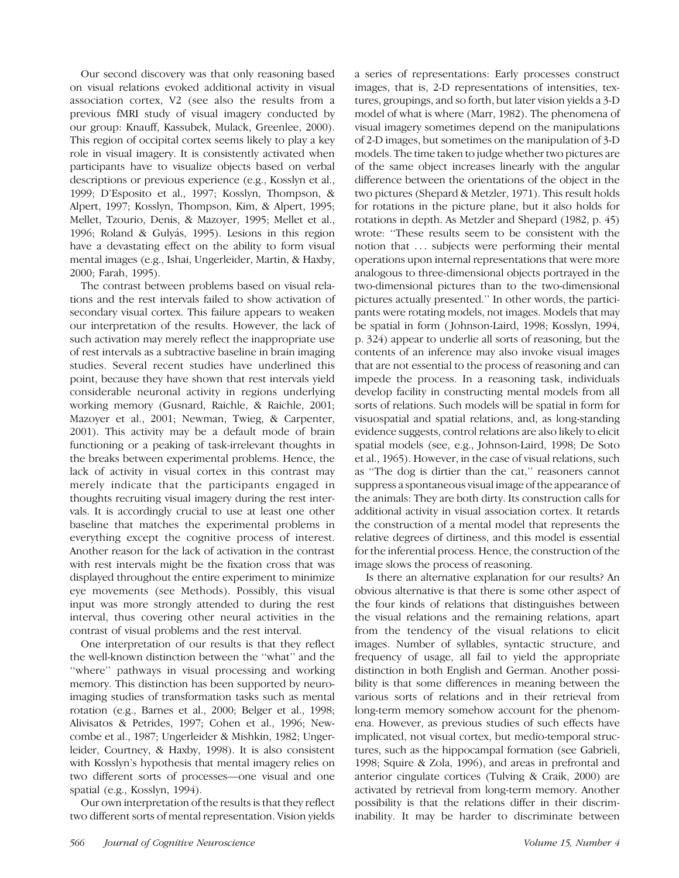Our second discovery was that only reasoning based on visual relations evoked additional activity in visual association cortex, V2 (see also the results from a previous fMRI study of visual imagery conducted by our group: Knauff, Kassubek, Mulack, Greenlee, 2000). This region of occipital cortex seems likely to play a key role in visual imagery. It is consistently activated when participants have to visualize objects based on verbal descriptions or previous experience (e.g., Kosslyn et al., 1999; D'Esposito et al., 1997; Kosslyn, Thompson, & Alpert, 1997; Kosslyn, Thompson, Kim, & Alpert, 1995; Mellet, Tzourio, Denis, & Mazoyer, 1995; Mellet et al., 1996; Roland & Gulyás, 1995). Lesions in this region have a devastating effect on the ability to form visual mental images (e.g., Ishai, Ungerleider, Martin, & Haxby, 2000; Farah, 1995).

The contrast between problems based on visual relations and the rest intervals failed to show activation of secondary visual cortex. This failure appears to weaken our interpretation of the results. However, the lack of such activation may merely reflect the inappropriate use of rest intervals as a subtractive baseline in brain imaging studies. Several recent studies have underlined this point, because they have shown that rest intervals yield considerable neuronal activity in regions underlying working memory (Gusnard, Raichle, & Raichle, 2001; Mazoyer et al., 2001; Newman, Twieg, & Carpenter, 2001). This activity may be a default mode of brain functioning or a peaking of task-irrelevant thoughts in the breaks between experimental problems. Hence, the lack of activity in visual cortex in this contrast may merely indicate that the participants engaged in thoughts recruiting visual imagery during the rest intervals. It is accordingly crucial to use at least one other baseline that matches the experimental problems in everything except the cognitive process of interest. Another reason for the lack of activation in the contrast with rest intervals might be the fixation cross that was displayed throughout the entire experiment to minimize eye movements (see Methods). Possibly, this visual input was more strongly attended to during the rest interval, thus covering other neural activities in the contrast of visual problems and the rest interval.

One interpretation of our results is that they reflect the well-known distinction between the "what" and the "where" pathways in visual processing and working memory. This distinction has been supported by neuroimaging studies of transformation tasks such as mental rotation (e.g., Barnes et al., 2000; Belger et al., 1998; Alivisatos & Petrides, 1997; Cohen et al., 1996; Newcombe et al., 1987; Ungerleider & Mishkin, 1982; Ungerleider, Courtney, & Haxby, 1998). It is also consistent with Kosslyn's hypothesis that mental imagery relies on two different sorts of processes—one visual and one spatial (e.g., Kosslyn, 1994).

Our own interpretation of the results is that they reflect two different sorts of mental representation. Vision yields a series of representations: Early processes construct images, that is, 2-D representations of intensities, textures, groupings, and so forth, but later vision yields a 3-D model of what is where (Marr, 1982). The phenomena of visual imagery sometimes depend on the manipulations of 2-D images, but sometimes on the manipulation of 3-D models. The time taken to judge whether two pictures are of the same object increases linearly with the angular difference between the orientations of the object in the two pictures (Shepard & Metzler, 1971). This result holds for rotations in the picture plane, but it also holds for rotations in depth. As Metzler and Shepard (1982, p. 45) wrote: "These results seem to be consistent with the notion that ... subjects were performing their mental operations upon internal representations that were more analogous to three-dimensional objects portrayed in the two-dimensional pictures than to the two-dimensional pictures actually presented." In other words, the participants were rotating models, not images. Models that may be spatial in form (Johnson-Laird, 1998; Kosslyn, 1994, p. 324) appear to underlie all sorts of reasoning, but the contents of an inference may also invoke visual images that are not essential to the process of reasoning and can impede the process. In a reasoning task, individuals develop facility in constructing mental models from all sorts of relations. Such models will be spatial in form for visuospatial and spatial relations, and, as long-standing evidence suggests, control relations are also likely to elicit spatial models (see, e.g., Johnson-Laird, 1998; De Soto et al., 1965). However, in the case of visual relations, such as "The dog is dirtier than the cat," reasoners cannot suppress a spontaneous visual image of the appearance of the animals: They are both dirty. Its construction calls for additional activity in visual association cortex. It retards the construction of a mental model that represents the relative degrees of dirtiness, and this model is essential for the inferential process. Hence, the construction of the image slows the process of reasoning.

Is there an alternative explanation for our results? An obvious alternative is that there is some other aspect of the four kinds of relations that distinguishes between the visual relations and the remaining relations, apart from the tendency of the visual relations to elicit images. Number of syllables, syntactic structure, and frequency of usage, all fail to yield the appropriate distinction in both English and German. Another possibility is that some differences in meaning between the various sorts of relations and in their retrieval from long-term memory somehow account for the phenomena. However, as previous studies of such effects have implicated, not visual cortex, but medio-temporal structures, such as the hippocampal formation (see Gabrieli, 1998; Squire & Zola, 1996), and areas in prefrontal and anterior cingulate cortices (Tulving & Craik, 2000) are activated by retrieval from long-term memory. Another possibility is that the relations differ in their discriminability. It may be harder to discriminate between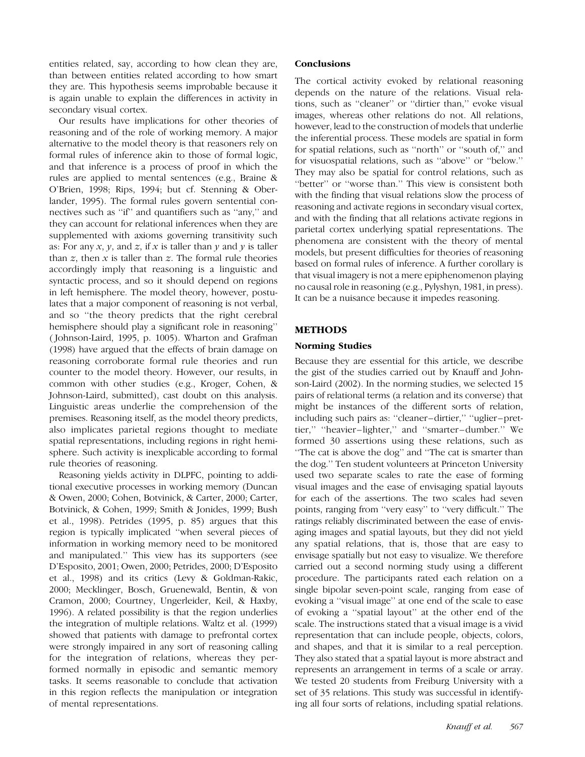entities related, say, according to how clean they are, than between entities related according to how smart they are. This hypothesis seems improbable because it is again unable to explain the differences in activity in secondary visual cortex.

Our results have implications for other theories of reasoning and of the role of working memory. A major alternative to the model theory is that reasoners rely on formal rules of inference akin to those of formal logic, and that inference is a process of proof in which the rules are applied to mental sentences (e.g., Braine & O'Brien, 1998; Rips, 1994; but cf. Stenning & Oberlander, 1995). The formal rules govern sentential connectives such as ''if'' and quantifiers such as ''any,'' and they can account for relational inferences when they are supplemented with axioms governing transitivity such as: For any $x$, $y$, and $z$, if $x$ is taller than $y$ and $y$ is taller than $z$, then $x$ is taller than $z$. The formal rule theories accordingly imply that reasoning is a linguistic and syntactic process, and so it should depend on regions in left hemisphere. The model theory, however, postulates that a major component of reasoning is not verbal, and so ''the theory predicts that the right cerebral hemisphere should play a significant role in reasoning'' (Johnson-Laird, 1995, p. 1005). Wharton and Grafman (1998) have argued that the effects of brain damage on reasoning corroborate formal rule theories and run counter to the model theory. However, our results, in common with other studies (e.g., Kroger, Cohen, & Johnson-Laird, submitted), cast doubt on this analysis. Linguistic areas underlie the comprehension of the premises. Reasoning itself, as the model theory predicts, also implicates parietal regions thought to mediate spatial representations, including regions in right hemisphere. Such activity is inexplicable according to formal rule theories of reasoning.

Reasoning yields activity in DLPFC, pointing to additional executive processes in working memory (Duncan & Owen, 2000; Cohen, Botvinick, & Carter, 2000; Carter, Botvinick, & Cohen, 1999; Smith & Jonides, 1999; Bush et al., 1998). Petrides (1995, p. 85) argues that this region is typically implicated ''when several pieces of information in working memory need to be monitored and manipulated.'' This view has its supporters (see D'Esposito, 2001; Owen, 2000; Petrides, 2000; D'Esposito et al., 1998) and its critics (Levy & Goldman-Rakic, 2000; Mecklinger, Bosch, Gruenewald, Bentin, & von Cramon, 2000; Courtney, Ungerleider, Keil, & Haxby, 1996). A related possibility is that the region underlies the integration of multiple relations. Waltz et al. (1999) showed that patients with damage to prefrontal cortex were strongly impaired in any sort of reasoning calling for the integration of relations, whereas they performed normally in episodic and semantic memory tasks. It seems reasonable to conclude that activation in this region reflects the manipulation or integration of mental representations.

### Conclusions

The cortical activity evoked by relational reasoning depends on the nature of the relations. Visual relations, such as ''cleaner'' or ''dirtier than,'' evoke visual images, whereas other relations do not. All relations, however, lead to the construction of models that underlie the inferential process. These models are spatial in form for spatial relations, such as ''north'' or ''south of,'' and for visuospatial relations, such as ''above'' or ''below.'' They may also be spatial for control relations, such as ''better'' or ''worse than.'' This view is consistent both with the finding that visual relations slow the process of reasoning and activate regions in secondary visual cortex, and with the finding that all relations activate regions in parietal cortex underlying spatial representations. The phenomena are consistent with the theory of mental models, but present difficulties for theories of reasoning based on formal rules of inference. A further corollary is that visual imagery is not a mere epiphenomenon playing no causal role in reasoning (e.g., Pylyshyn, 1981, in press). It can be a nuisance because it impedes reasoning.

## METHODS

### Norming Studies

Because they are essential for this article, we describe the gist of the studies carried out by Knauff and Johnson-Laird (2002). In the norming studies, we selected 15 pairs of relational terms (a relation and its converse) that might be instances of the different sorts of relation, including such pairs as: ''cleaner–dirtier,'' ''uglier–prettier,'' ''heavier–lighter,'' and ''smarter–dumber.'' We formed 30 assertions using these relations, such as ''The cat is above the dog'' and ''The cat is smarter than the dog.'' Ten student volunteers at Princeton University used two separate scales to rate the ease of forming visual images and the ease of envisaging spatial layouts for each of the assertions. The two scales had seven points, ranging from ''very easy'' to ''very difficult.'' The ratings reliably discriminated between the ease of envisaging images and spatial layouts, but they did not yield any spatial relations, that is, those that are easy to envisage spatially but not easy to visualize. We therefore carried out a second norming study using a different procedure. The participants rated each relation on a single bipolar seven-point scale, ranging from ease of evoking a ''visual image'' at one end of the scale to ease of evoking a ''spatial layout'' at the other end of the scale. The instructions stated that a visual image is a vivid representation that can include people, objects, colors, and shapes, and that it is similar to a real perception. They also stated that a spatial layout is more abstract and represents an arrangement in terms of a scale or array. We tested 20 students from Freiburg University with a set of 35 relations. This study was successful in identifying all four sorts of relations, including spatial relations.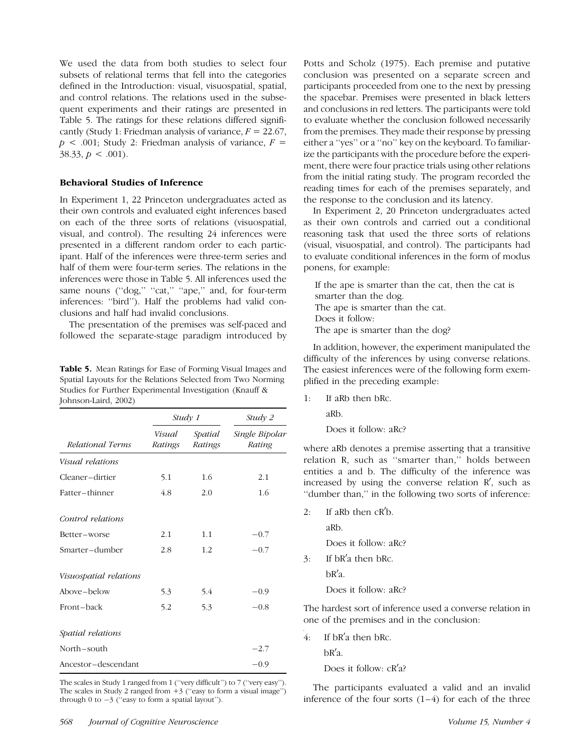We used the data from both studies to select four subsets of relational terms that fell into the categories defined in the Introduction: visual, visuospatial, spatial, and control relations. The relations used in the subsequent experiments and their ratings are presented in Table 5. The ratings for these relations differed significantly (Study 1: Friedman analysis of variance, $F = 22.67$, $p < .001$; Study 2: Friedman analysis of variance, $F = 38.33$, $p < .001$).

### Behavioral Studies of Inference

In Experiment 1, 22 Princeton undergraduates acted as their own controls and evaluated eight inferences based on each of the three sorts of relations (visuospatial, visual, and control). The resulting 24 inferences were presented in a different random order to each participant. Half of the inferences were three-term series and half of them were four-term series. The relations in the inferences were those in Table 5. All inferences used the same nouns ("dog," "cat," "ape," and, for four-term inferences: "bird"). Half the problems had valid conclusions and half had invalid conclusions.

The presentation of the premises was self-paced and followed the separate-stage paradigm introduced by Potts and Scholz (1975). Each premise and putative conclusion was presented on a separate screen and participants proceeded from one to the next by pressing the spacebar. Premises were presented in black letters and conclusions in red letters. The participants were told to evaluate whether the conclusion followed necessarily from the premises. They made their response by pressing either a "yes" or a "no" key on the keyboard. To familiarize the participants with the procedure before the experiment, there were four practice trials using other relations from the initial rating study. The program recorded the reading times for each of the premises separately, and the response to the conclusion and its latency.

**Table 5.** Mean Ratings for Ease of Forming Visual Images and Spatial Layouts for the Relations Selected from Two Norming Studies for Further Experimental Investigation (Knauff & Johnson-Laird, 2002)

| | *Study 1* | | *Study 2* |
|---|---|---|---|
| *Relational Terms* | *Visual Ratings* | *Spatial Ratings* | *Single Bipolar Rating* |
| *Visual relations* | | | |
| Cleaner–dirtier | 5.1 | 1.6 | 2.1 |
| Fatter–thinner | 4.8 | 2.0 | 1.6 |
| *Control relations* | | | |
| Better–worse | 2.1 | 1.1 | −0.7 |
| Smarter–dumber | 2.8 | 1.2 | −0.7 |
| *Visuospatial relations* | | | |
| Above–below | 5.3 | 5.4 | −0.9 |
| Front–back | 5.2 | 5.3 | −0.8 |
| *Spatial relations* | | | |
| North–south | | | −2.7 |
| Ancestor–descendant | | | −0.9 |

The scales in Study 1 ranged from 1 ("very difficult") to 7 ("very easy"). The scales in Study 2 ranged from +3 ("easy to form a visual image") through 0 to −3 ("easy to form a spatial layout").

In Experiment 2, 20 Princeton undergraduates acted as their own controls and carried out a conditional reasoning task that used the three sorts of relations (visual, visuospatial, and control). The participants had to evaluate conditional inferences in the form of modus ponens, for example:

> If the ape is smarter than the cat, then the cat is smarter than the dog.
> The ape is smarter than the cat.
> Does it follow:
> The ape is smarter than the dog?

In addition, however, the experiment manipulated the difficulty of the inferences by using converse relations. The easiest inferences were of the following form exemplified in the preceding example:

1: If aRb then bRc.
aRb.
Does it follow: aRc?

where aRb denotes a premise asserting that a transitive relation R, such as "smarter than," holds between entities a and b. The difficulty of the inference was increased by using the converse relation R′, such as "dumber than," in the following two sorts of inference:

2: If aRb then cR′b.
aRb.
Does it follow: aRc?

3: If bR′a then bRc.
bR′a.
Does it follow: aRc?

The hardest sort of inference used a converse relation in one of the premises and in the conclusion:

4: If bR′a then bRc.
bR′a.
Does it follow: cR′a?

The participants evaluated a valid and an invalid inference of the four sorts (1–4) for each of the three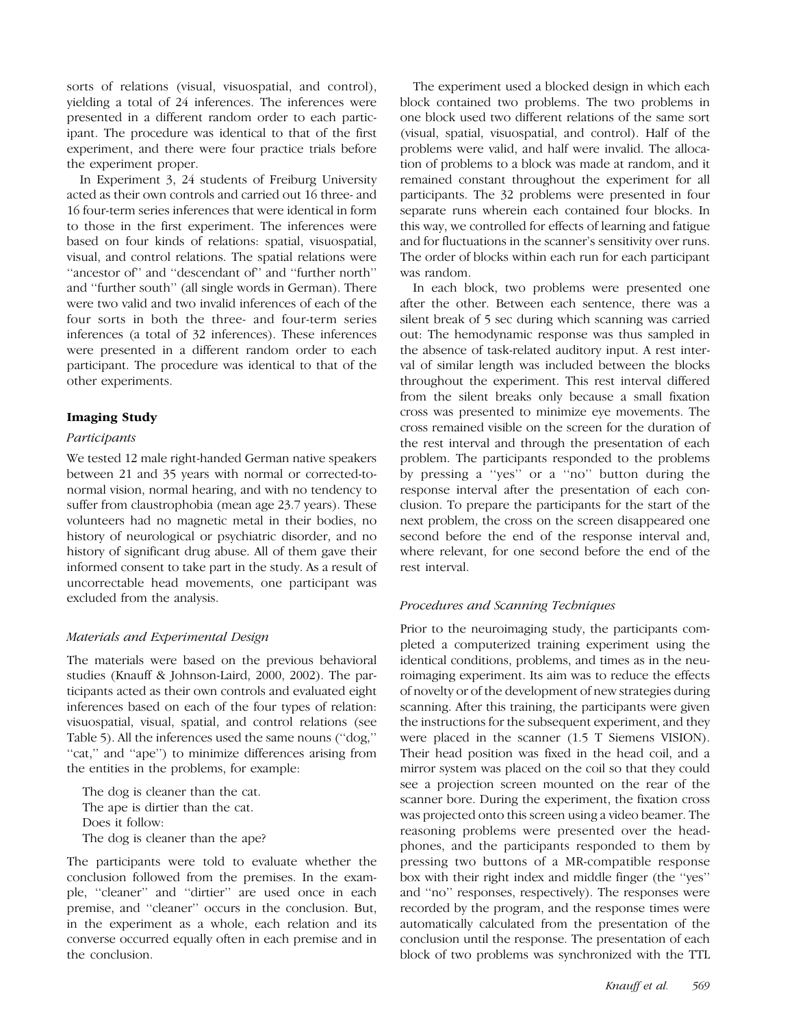sorts of relations (visual, visuospatial, and control), yielding a total of 24 inferences. The inferences were presented in a different random order to each participant. The procedure was identical to that of the first experiment, and there were four practice trials before the experiment proper.

In Experiment 3, 24 students of Freiburg University acted as their own controls and carried out 16 three- and 16 four-term series inferences that were identical in form to those in the first experiment. The inferences were based on four kinds of relations: spatial, visuospatial, visual, and control relations. The spatial relations were ''ancestor of'' and ''descendant of'' and ''further north'' and ''further south'' (all single words in German). There were two valid and two invalid inferences of each of the four sorts in both the three- and four-term series inferences (a total of 32 inferences). These inferences were presented in a different random order to each participant. The procedure was identical to that of the other experiments.

## Imaging Study

### *Participants*

We tested 12 male right-handed German native speakers between 21 and 35 years with normal or corrected-to-normal vision, normal hearing, and with no tendency to suffer from claustrophobia (mean age 23.7 years). These volunteers had no magnetic metal in their bodies, no history of neurological or psychiatric disorder, and no history of significant drug abuse. All of them gave their informed consent to take part in the study. As a result of uncorrectable head movements, one participant was excluded from the analysis.

### *Materials and Experimental Design*

The materials were based on the previous behavioral studies (Knauff & Johnson-Laird, 2000, 2002). The participants acted as their own controls and evaluated eight inferences based on each of the four types of relation: visuospatial, visual, spatial, and control relations (see Table 5). All the inferences used the same nouns (''dog,'' ''cat,'' and ''ape'') to minimize differences arising from the entities in the problems, for example:

> The dog is cleaner than the cat.
> The ape is dirtier than the cat.
> Does it follow:
> The dog is cleaner than the ape?

The participants were told to evaluate whether the conclusion followed from the premises. In the example, ''cleaner'' and ''dirtier'' are used once in each premise, and ''cleaner'' occurs in the conclusion. But, in the experiment as a whole, each relation and its converse occurred equally often in each premise and in the conclusion.

The experiment used a blocked design in which each block contained two problems. The two problems in one block used two different relations of the same sort (visual, spatial, visuospatial, and control). Half of the problems were valid, and half were invalid. The allocation of problems to a block was made at random, and it remained constant throughout the experiment for all participants. The 32 problems were presented in four separate runs wherein each contained four blocks. In this way, we controlled for effects of learning and fatigue and for fluctuations in the scanner's sensitivity over runs. The order of blocks within each run for each participant was random.

In each block, two problems were presented one after the other. Between each sentence, there was a silent break of 5 sec during which scanning was carried out: The hemodynamic response was thus sampled in the absence of task-related auditory input. A rest interval of similar length was included between the blocks throughout the experiment. This rest interval differed from the silent breaks only because a small fixation cross was presented to minimize eye movements. The cross remained visible on the screen for the duration of the rest interval and through the presentation of each problem. The participants responded to the problems by pressing a ''yes'' or a ''no'' button during the response interval after the presentation of each conclusion. To prepare the participants for the start of the next problem, the cross on the screen disappeared one second before the end of the response interval and, where relevant, for one second before the end of the rest interval.

### *Procedures and Scanning Techniques*

Prior to the neuroimaging study, the participants completed a computerized training experiment using the identical conditions, problems, and times as in the neuroimaging experiment. Its aim was to reduce the effects of novelty or of the development of new strategies during scanning. After this training, the participants were given the instructions for the subsequent experiment, and they were placed in the scanner (1.5 T Siemens VISION). Their head position was fixed in the head coil, and a mirror system was placed on the coil so that they could see a projection screen mounted on the rear of the scanner bore. During the experiment, the fixation cross was projected onto this screen using a video beamer. The reasoning problems were presented over the headphones, and the participants responded to them by pressing two buttons of a MR-compatible response box with their right index and middle finger (the ''yes'' and ''no'' responses, respectively). The responses were recorded by the program, and the response times were automatically calculated from the presentation of the conclusion until the response. The presentation of each block of two problems was synchronized with the TTL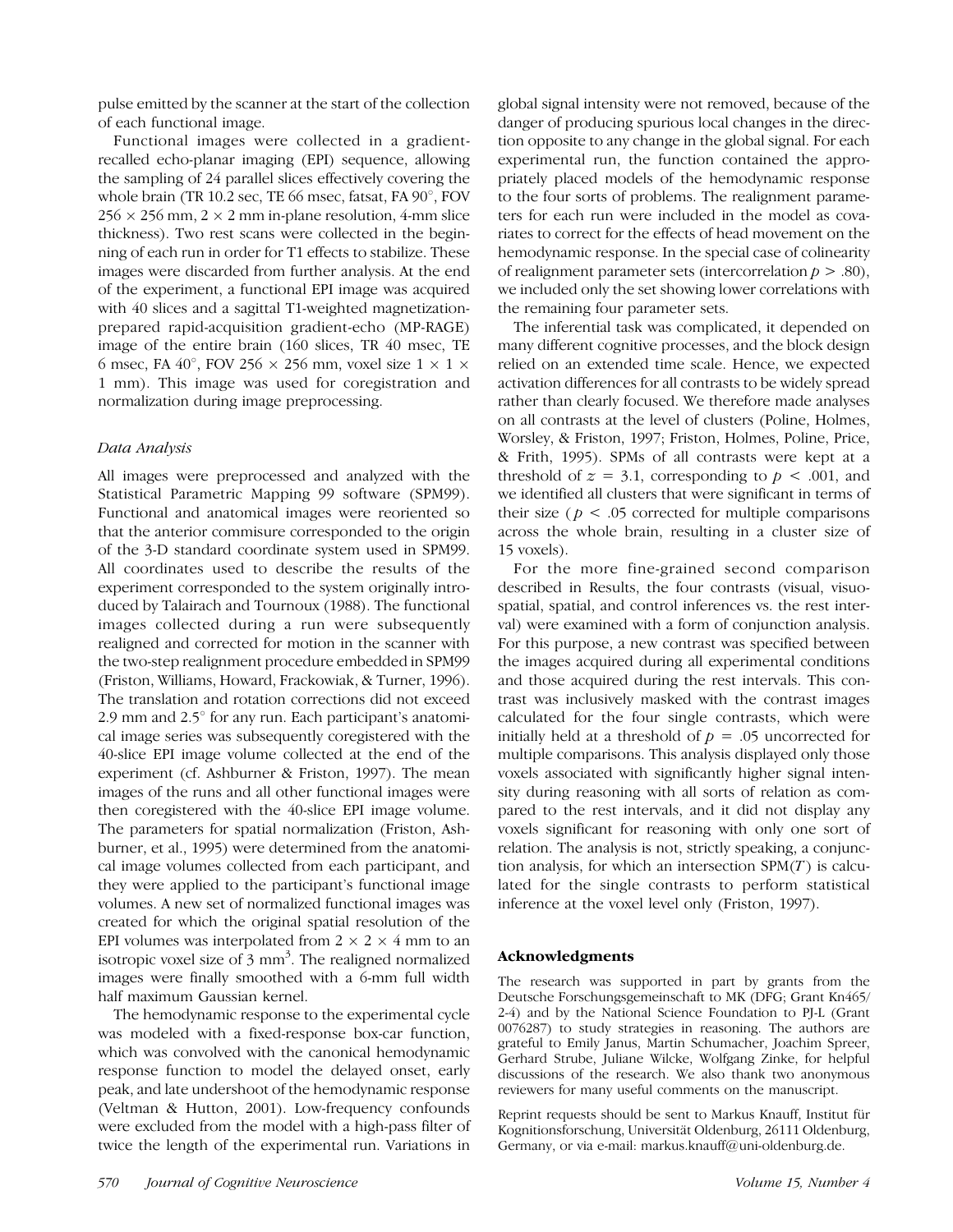pulse emitted by the scanner at the start of the collection of each functional image.

Functional images were collected in a gradient-recalled echo-planar imaging (EPI) sequence, allowing the sampling of 24 parallel slices effectively covering the whole brain (TR 10.2 sec, TE 66 msec, fatsat, FA 90°, FOV $256 \times 256$ mm, $2 \times 2$ mm in-plane resolution, 4-mm slice thickness). Two rest scans were collected in the beginning of each run in order for T1 effects to stabilize. These images were discarded from further analysis. At the end of the experiment, a functional EPI image was acquired with 40 slices and a sagittal T1-weighted magnetization-prepared rapid-acquisition gradient-echo (MP-RAGE) image of the entire brain (160 slices, TR 40 msec, TE 6 msec, FA 40°, FOV $256 \times 256$ mm, voxel size $1 \times 1 \times 1$ mm). This image was used for coregistration and normalization during image preprocessing.

### Data Analysis

All images were preprocessed and analyzed with the Statistical Parametric Mapping 99 software (SPM99). Functional and anatomical images were reoriented so that the anterior commisure corresponded to the origin of the 3-D standard coordinate system used in SPM99. All coordinates used to describe the results of the experiment corresponded to the system originally introduced by Talairach and Tournoux (1988). The functional images collected during a run were subsequently realigned and corrected for motion in the scanner with the two-step realignment procedure embedded in SPM99 (Friston, Williams, Howard, Frackowiak, & Turner, 1996). The translation and rotation corrections did not exceed 2.9 mm and 2.5° for any run. Each participant's anatomical image series was subsequently coregistered with the 40-slice EPI image volume collected at the end of the experiment (cf. Ashburner & Friston, 1997). The mean images of the runs and all other functional images were then coregistered with the 40-slice EPI image volume. The parameters for spatial normalization (Friston, Ashburner, et al., 1995) were determined from the anatomical image volumes collected from each participant, and they were applied to the participant's functional image volumes. A new set of normalized functional images was created for which the original spatial resolution of the EPI volumes was interpolated from $2 \times 2 \times 4$ mm to an isotropic voxel size of 3 $\text{mm}^3$. The realigned normalized images were finally smoothed with a 6-mm full width half maximum Gaussian kernel.

The hemodynamic response to the experimental cycle was modeled with a fixed-response box-car function, which was convolved with the canonical hemodynamic response function to model the delayed onset, early peak, and late undershoot of the hemodynamic response (Veltman & Hutton, 2001). Low-frequency confounds were excluded from the model with a high-pass filter of twice the length of the experimental run. Variations in global signal intensity were not removed, because of the danger of producing spurious local changes in the direction opposite to any change in the global signal. For each experimental run, the function contained the appropriately placed models of the hemodynamic response to the four sorts of problems. The realignment parameters for each run were included in the model as covariates to correct for the effects of head movement on the hemodynamic response. In the special case of colinearity of realignment parameter sets (intercorrelation $p > .80$), we included only the set showing lower correlations with the remaining four parameter sets.

The inferential task was complicated, it depended on many different cognitive processes, and the block design relied on an extended time scale. Hence, we expected activation differences for all contrasts to be widely spread rather than clearly focused. We therefore made analyses on all contrasts at the level of clusters (Poline, Holmes, Worsley, & Friston, 1997; Friston, Holmes, Poline, Price, & Frith, 1995). SPMs of all contrasts were kept at a threshold of $z = 3.1$, corresponding to $p < .001$, and we identified all clusters that were significant in terms of their size ($p < .05$ corrected for multiple comparisons across the whole brain, resulting in a cluster size of 15 voxels).

For the more fine-grained second comparison described in Results, the four contrasts (visual, visuospatial, spatial, and control inferences vs. the rest interval) were examined with a form of conjunction analysis. For this purpose, a new contrast was specified between the images acquired during all experimental conditions and those acquired during the rest intervals. This contrast was inclusively masked with the contrast images calculated for the four single contrasts, which were initially held at a threshold of $p = .05$ uncorrected for multiple comparisons. This analysis displayed only those voxels associated with significantly higher signal intensity during reasoning with all sorts of relation as compared to the rest intervals, and it did not display any voxels significant for reasoning with only one sort of relation. The analysis is not, strictly speaking, a conjunction analysis, for which an intersection SPM($T$) is calculated for the single contrasts to perform statistical inference at the voxel level only (Friston, 1997).

### Acknowledgments

The research was supported in part by grants from the Deutsche Forschungsgemeinschaft to MK (DFG; Grant Kn465/2-4) and by the National Science Foundation to PJ-L (Grant 0076287) to study strategies in reasoning. The authors are grateful to Emily Janus, Martin Schumacher, Joachim Spreer, Gerhard Strube, Juliane Wilcke, Wolfgang Zinke, for helpful discussions of the research. We also thank two anonymous reviewers for many useful comments on the manuscript.

Reprint requests should be sent to Markus Knauff, Institut für Kognitionsforschung, Universität Oldenburg, 26111 Oldenburg, Germany, or via e-mail: markus.knauff@uni-oldenburg.de.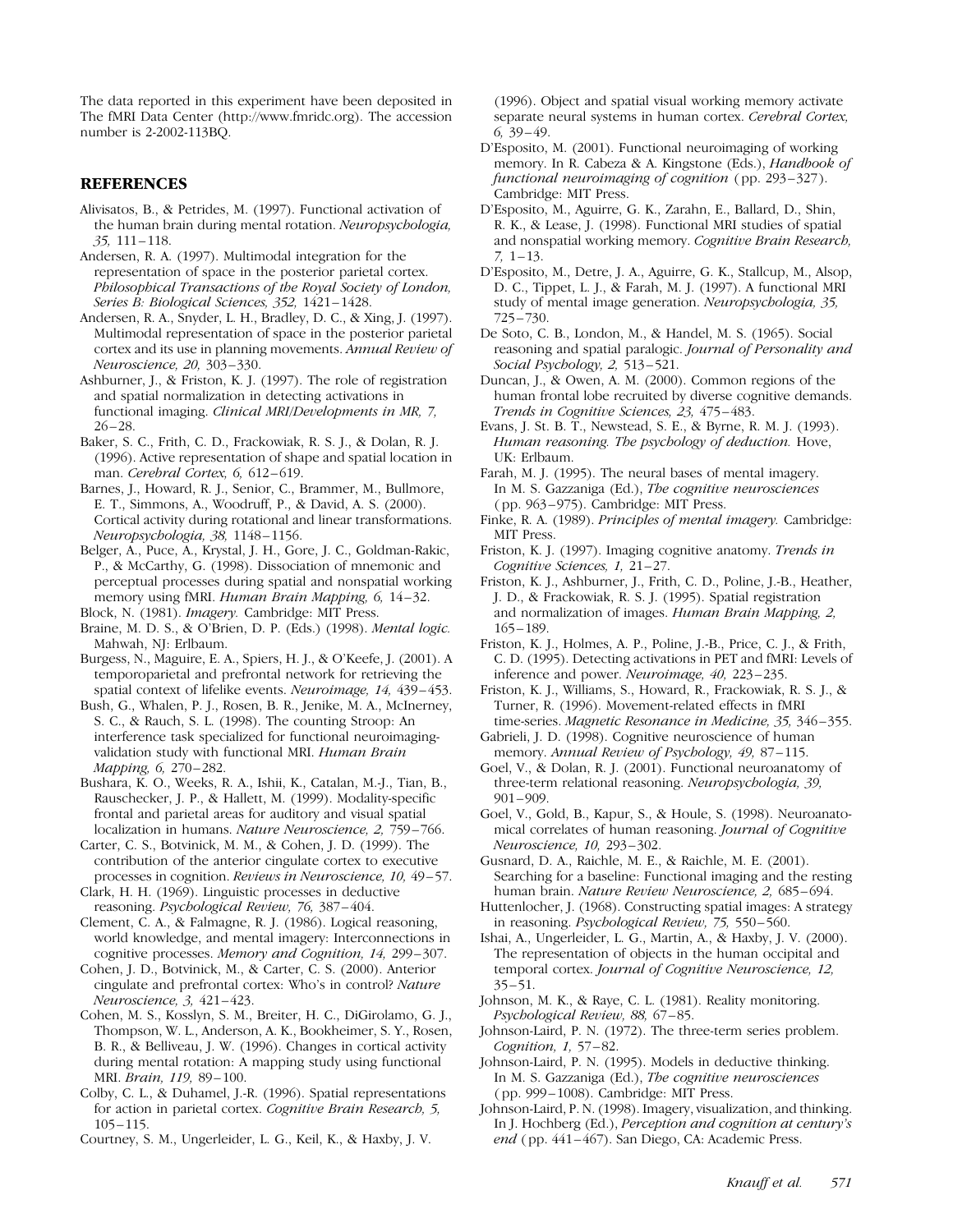The data reported in this experiment have been deposited in The fMRI Data Center (http://www.fmridc.org). The accession number is 2-2002-113BQ.

## REFERENCES

Alivisatos, B., & Petrides, M. (1997). Functional activation of the human brain during mental rotation. *Neuropsychologia, 35,* 111–118.

Andersen, R. A. (1997). Multimodal integration for the representation of space in the posterior parietal cortex. *Philosophical Transactions of the Royal Society of London, Series B: Biological Sciences, 352,* 1421–1428.

Andersen, R. A., Snyder, L. H., Bradley, D. C., & Xing, J. (1997). Multimodal representation of space in the posterior parietal cortex and its use in planning movements. *Annual Review of Neuroscience, 20,* 303–330.

Ashburner, J., & Friston, K. J. (1997). The role of registration and spatial normalization in detecting activations in functional imaging. *Clinical MRI/Developments in MR, 7,* 26–28.

Baker, S. C., Frith, C. D., Frackowiak, R. S. J., & Dolan, R. J. (1996). Active representation of shape and spatial location in man. *Cerebral Cortex, 6,* 612–619.

Barnes, J., Howard, R. J., Senior, C., Brammer, M., Bullmore, E. T., Simmons, A., Woodruff, P., & David, A. S. (2000). Cortical activity during rotational and linear transformations. *Neuropsychologia, 38,* 1148–1156.

Belger, A., Puce, A., Krystal, J. H., Gore, J. C., Goldman-Rakic, P., & McCarthy, G. (1998). Dissociation of mnemonic and perceptual processes during spatial and nonspatial working memory using fMRI. *Human Brain Mapping, 6,* 14–32.

Block, N. (1981). *Imagery.* Cambridge: MIT Press.

Braine, M. D. S., & O'Brien, D. P. (Eds.) (1998). *Mental logic.* Mahwah, NJ: Erlbaum.

Burgess, N., Maguire, E. A., Spiers, H. J., & O'Keefe, J. (2001). A temporoparietal and prefrontal network for retrieving the spatial context of lifelike events. *Neuroimage, 14,* 439–453.

Bush, G., Whalen, P. J., Rosen, B. R., Jenike, M. A., McInerney, S. C., & Rauch, S. L. (1998). The counting Stroop: An interference task specialized for functional neuroimaging-validation study with functional MRI. *Human Brain Mapping, 6,* 270–282.

Bushara, K. O., Weeks, R. A., Ishii, K., Catalan, M.-J., Tian, B., Rauschecker, J. P., & Hallett, M. (1999). Modality-specific frontal and parietal areas for auditory and visual spatial localization in humans. *Nature Neuroscience, 2,* 759–766.

Carter, C. S., Botvinick, M. M., & Cohen, J. D. (1999). The contribution of the anterior cingulate cortex to executive processes in cognition. *Reviews in Neuroscience, 10,* 49–57.

Clark, H. H. (1969). Linguistic processes in deductive reasoning. *Psychological Review, 76,* 387–404.

Clement, C. A., & Falmagne, R. J. (1986). Logical reasoning, world knowledge, and mental imagery: Interconnections in cognitive processes. *Memory and Cognition, 14,* 299–307.

Cohen, J. D., Botvinick, M., & Carter, C. S. (2000). Anterior cingulate and prefrontal cortex: Who's in control? *Nature Neuroscience, 3,* 421–423.

Cohen, M. S., Kosslyn, S. M., Breiter, H. C., DiGirolamo, G. J., Thompson, W. L., Anderson, A. K., Bookheimer, S. Y., Rosen, B. R., & Belliveau, J. W. (1996). Changes in cortical activity during mental rotation: A mapping study using functional MRI. *Brain, 119,* 89–100.

Colby, C. L., & Duhamel, J.-R. (1996). Spatial representations for action in parietal cortex. *Cognitive Brain Research, 5,* 105–115.

Courtney, S. M., Ungerleider, L. G., Keil, K., & Haxby, J. V. (1996). Object and spatial visual working memory activate separate neural systems in human cortex. *Cerebral Cortex, 6,* 39–49.

D'Esposito, M. (2001). Functional neuroimaging of working memory. In R. Cabeza & A. Kingstone (Eds.), *Handbook of functional neuroimaging of cognition* (pp. 293–327). Cambridge: MIT Press.

D'Esposito, M., Aguirre, G. K., Zarahn, E., Ballard, D., Shin, R. K., & Lease, J. (1998). Functional MRI studies of spatial and nonspatial working memory. *Cognitive Brain Research, 7,* 1–13.

D'Esposito, M., Detre, J. A., Aguirre, G. K., Stallcup, M., Alsop, D. C., Tippet, L. J., & Farah, M. J. (1997). A functional MRI study of mental image generation. *Neuropsychologia, 35,* 725–730.

De Soto, C. B., London, M., & Handel, M. S. (1965). Social reasoning and spatial paralogic. *Journal of Personality and Social Psychology, 2,* 513–521.

Duncan, J., & Owen, A. M. (2000). Common regions of the human frontal lobe recruited by diverse cognitive demands. *Trends in Cognitive Sciences, 23,* 475–483.

Evans, J. St. B. T., Newstead, S. E., & Byrne, R. M. J. (1993). *Human reasoning. The psychology of deduction.* Hove, UK: Erlbaum.

Farah, M. J. (1995). The neural bases of mental imagery. In M. S. Gazzaniga (Ed.), *The cognitive neurosciences* (pp. 963–975). Cambridge: MIT Press.

Finke, R. A. (1989). *Principles of mental imagery.* Cambridge: MIT Press.

Friston, K. J. (1997). Imaging cognitive anatomy. *Trends in Cognitive Sciences, 1,* 21–27.

Friston, K. J., Ashburner, J., Frith, C. D., Poline, J.-B., Heather, J. D., & Frackowiak, R. S. J. (1995). Spatial registration and normalization of images. *Human Brain Mapping, 2,* 165–189.

Friston, K. J., Holmes, A. P., Poline, J.-B., Price, C. J., & Frith, C. D. (1995). Detecting activations in PET and fMRI: Levels of inference and power. *Neuroimage, 40,* 223–235.

Friston, K. J., Williams, S., Howard, R., Frackowiak, R. S. J., & Turner, R. (1996). Movement-related effects in fMRI time-series. *Magnetic Resonance in Medicine, 35,* 346–355.

Gabrieli, J. D. (1998). Cognitive neuroscience of human memory. *Annual Review of Psychology, 49,* 87–115.

Goel, V., & Dolan, R. J. (2001). Functional neuroanatomy of three-term relational reasoning. *Neuropsychologia, 39,* 901–909.

Goel, V., Gold, B., Kapur, S., & Houle, S. (1998). Neuroanatomical correlates of human reasoning. *Journal of Cognitive Neuroscience, 10,* 293–302.

Gusnard, D. A., Raichle, M. E., & Raichle, M. E. (2001). Searching for a baseline: Functional imaging and the resting human brain. *Nature Review Neuroscience, 2,* 685–694.

Huttenlocher, J. (1968). Constructing spatial images: A strategy in reasoning. *Psychological Review, 75,* 550–560.

Ishai, A., Ungerleider, L. G., Martin, A., & Haxby, J. V. (2000). The representation of objects in the human occipital and temporal cortex. *Journal of Cognitive Neuroscience, 12,* 35–51.

Johnson, M. K., & Raye, C. L. (1981). Reality monitoring. *Psychological Review, 88,* 67–85.

Johnson-Laird, P. N. (1972). The three-term series problem. *Cognition, 1,* 57–82.

Johnson-Laird, P. N. (1995). Models in deductive thinking. In M. S. Gazzaniga (Ed.), *The cognitive neurosciences* (pp. 999–1008). Cambridge: MIT Press.

Johnson-Laird, P. N. (1998). Imagery, visualization, and thinking. In J. Hochberg (Ed.), *Perception and cognition at century's end* (pp. 441–467). San Diego, CA: Academic Press.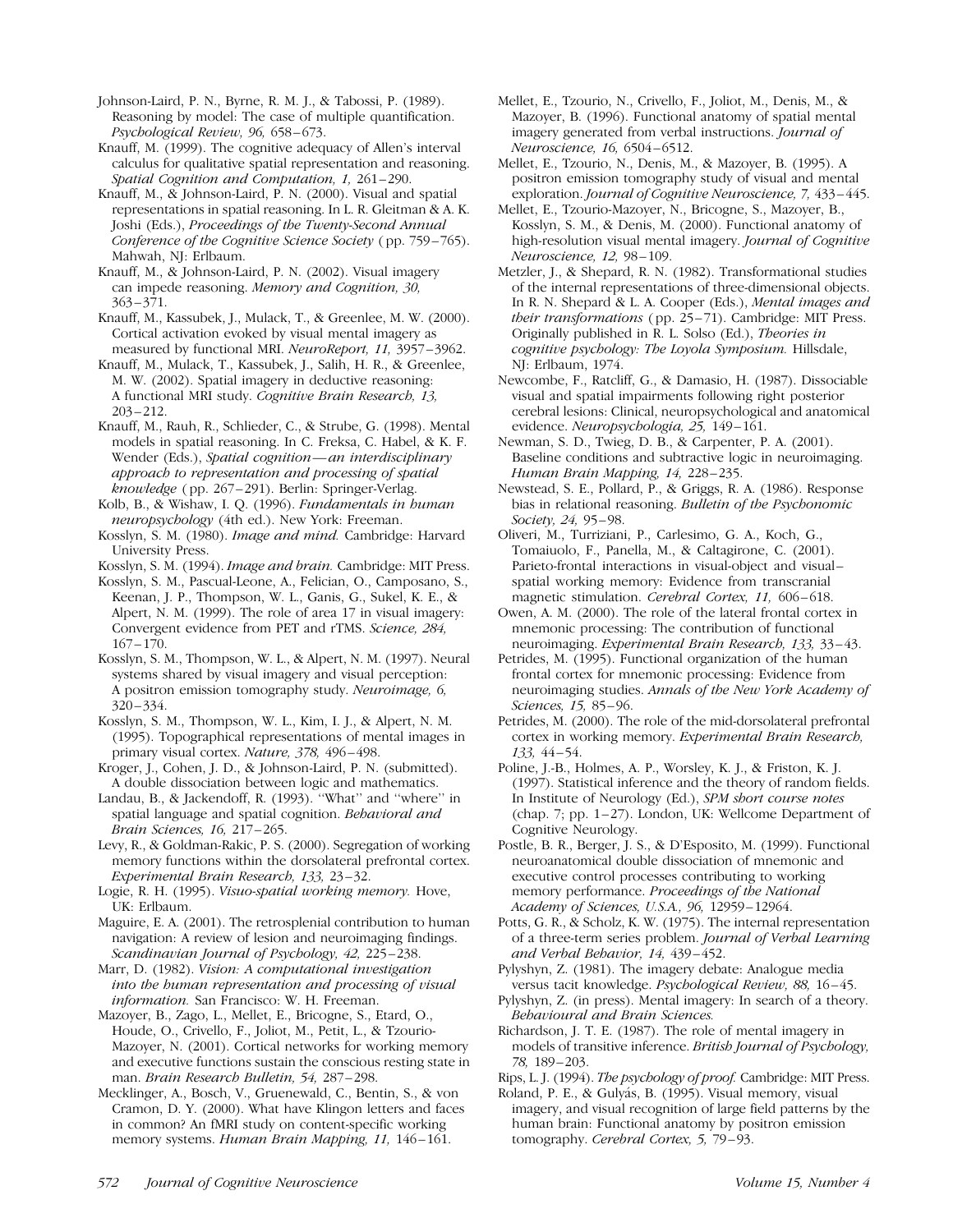Johnson-Laird, P. N., Byrne, R. M. J., & Tabossi, P. (1989). Reasoning by model: The case of multiple quantification. *Psychological Review, 96,* 658–673.

Knauff, M. (1999). The cognitive adequacy of Allen's interval calculus for qualitative spatial representation and reasoning. *Spatial Cognition and Computation, 1,* 261–290.

Knauff, M., & Johnson-Laird, P. N. (2000). Visual and spatial representations in spatial reasoning. In L. R. Gleitman & A. K. Joshi (Eds.), *Proceedings of the Twenty-Second Annual Conference of the Cognitive Science Society* ( pp. 759–765). Mahwah, NJ: Erlbaum.

Knauff, M., & Johnson-Laird, P. N. (2002). Visual imagery can impede reasoning. *Memory and Cognition, 30,* 363–371.

Knauff, M., Kassubek, J., Mulack, T., & Greenlee, M. W. (2000). Cortical activation evoked by visual mental imagery as measured by functional MRI. *NeuroReport, 11,* 3957–3962.

Knauff, M., Mulack, T., Kassubek, J., Salih, H. R., & Greenlee, M. W. (2002). Spatial imagery in deductive reasoning: A functional MRI study. *Cognitive Brain Research, 13,* 203–212.

Knauff, M., Rauh, R., Schlieder, C., & Strube, G. (1998). Mental models in spatial reasoning. In C. Freksa, C. Habel, & K. F. Wender (Eds.), *Spatial cognition—an interdisciplinary approach to representation and processing of spatial knowledge* ( pp. 267–291). Berlin: Springer-Verlag.

Kolb, B., & Wishaw, I. Q. (1996). *Fundamentals in human neuropsychology* (4th ed.). New York: Freeman.

Kosslyn, S. M. (1980). *Image and mind.* Cambridge: Harvard University Press.

Kosslyn, S. M. (1994). *Image and brain.* Cambridge: MIT Press.

Kosslyn, S. M., Pascual-Leone, A., Felician, O., Camposano, S., Keenan, J. P., Thompson, W. L., Ganis, G., Sukel, K. E., & Alpert, N. M. (1999). The role of area 17 in visual imagery: Convergent evidence from PET and rTMS. *Science, 284,* 167–170.

Kosslyn, S. M., Thompson, W. L., & Alpert, N. M. (1997). Neural systems shared by visual imagery and visual perception: A positron emission tomography study. *Neuroimage, 6,* 320–334.

Kosslyn, S. M., Thompson, W. L., Kim, I. J., & Alpert, N. M. (1995). Topographical representations of mental images in primary visual cortex. *Nature, 378,* 496–498.

Kroger, J., Cohen, J. D., & Johnson-Laird, P. N. (submitted). A double dissociation between logic and mathematics.

Landau, B., & Jackendoff, R. (1993). ''What'' and ''where'' in spatial language and spatial cognition. *Behavioral and Brain Sciences, 16,* 217–265.

Levy, R., & Goldman-Rakic, P. S. (2000). Segregation of working memory functions within the dorsolateral prefrontal cortex. *Experimental Brain Research, 133,* 23–32.

Logie, R. H. (1995). *Visuo-spatial working memory.* Hove, UK: Erlbaum.

Maguire, E. A. (2001). The retrosplenial contribution to human navigation: A review of lesion and neuroimaging findings. *Scandinavian Journal of Psychology, 42,* 225–238.

Marr, D. (1982). *Vision: A computational investigation into the human representation and processing of visual information.* San Francisco: W. H. Freeman.

Mazoyer, B., Zago, L., Mellet, E., Bricogne, S., Etard, O., Houde, O., Crivello, F., Joliot, M., Petit, L., & Tzourio-Mazoyer, N. (2001). Cortical networks for working memory and executive functions sustain the conscious resting state in man. *Brain Research Bulletin, 54,* 287–298.

Mecklinger, A., Bosch, V., Gruenewald, C., Bentin, S., & von Cramon, D. Y. (2000). What have Klingon letters and faces in common? An fMRI study on content-specific working memory systems. *Human Brain Mapping, 11,* 146–161.

Mellet, E., Tzourio, N., Crivello, F., Joliot, M., Denis, M., & Mazoyer, B. (1996). Functional anatomy of spatial mental imagery generated from verbal instructions. *Journal of Neuroscience, 16,* 6504–6512.

Mellet, E., Tzourio, N., Denis, M., & Mazoyer, B. (1995). A positron emission tomography study of visual and mental exploration. *Journal of Cognitive Neuroscience, 7,* 433–445.

Mellet, E., Tzourio-Mazoyer, N., Bricogne, S., Mazoyer, B., Kosslyn, S. M., & Denis, M. (2000). Functional anatomy of high-resolution visual mental imagery. *Journal of Cognitive Neuroscience, 12,* 98–109.

Metzler, J., & Shepard, R. N. (1982). Transformational studies of the internal representations of three-dimensional objects. In R. N. Shepard & L. A. Cooper (Eds.), *Mental images and their transformations* ( pp. 25–71). Cambridge: MIT Press. Originally published in R. L. Solso (Ed.), *Theories in cognitive psychology: The Loyola Symposium.* Hillsdale, NJ: Erlbaum, 1974.

Newcombe, F., Ratcliff, G., & Damasio, H. (1987). Dissociable visual and spatial impairments following right posterior cerebral lesions: Clinical, neuropsychological and anatomical evidence. *Neuropsychologia, 25,* 149–161.

Newman, S. D., Twieg, D. B., & Carpenter, P. A. (2001). Baseline conditions and subtractive logic in neuroimaging. *Human Brain Mapping, 14,* 228–235.

Newstead, S. E., Pollard, P., & Griggs, R. A. (1986). Response bias in relational reasoning. *Bulletin of the Psychonomic Society, 24,* 95–98.

Oliveri, M., Turriziani, P., Carlesimo, G. A., Koch, G., Tomaiuolo, F., Panella, M., & Caltagirone, C. (2001). Parieto-frontal interactions in visual-object and visual–spatial working memory: Evidence from transcranial magnetic stimulation. *Cerebral Cortex, 11,* 606–618.

Owen, A. M. (2000). The role of the lateral frontal cortex in mnemonic processing: The contribution of functional neuroimaging. *Experimental Brain Research, 133,* 33–43.

Petrides, M. (1995). Functional organization of the human frontal cortex for mnemonic processing: Evidence from neuroimaging studies. *Annals of the New York Academy of Sciences, 15,* 85–96.

Petrides, M. (2000). The role of the mid-dorsolateral prefrontal cortex in working memory. *Experimental Brain Research, 133,* 44–54.

Poline, J.-B., Holmes, A. P., Worsley, K. J., & Friston, K. J. (1997). Statistical inference and the theory of random fields. In Institute of Neurology (Ed.), *SPM short course notes* (chap. 7; pp. 1–27). London, UK: Wellcome Department of Cognitive Neurology.

Postle, B. R., Berger, J. S., & D'Esposito, M. (1999). Functional neuroanatomical double dissociation of mnemonic and executive control processes contributing to working memory performance. *Proceedings of the National Academy of Sciences, U.S.A., 96,* 12959–12964.

Potts, G. R., & Scholz, K. W. (1975). The internal representation of a three-term series problem. *Journal of Verbal Learning and Verbal Behavior, 14,* 439–452.

Pylyshyn, Z. (1981). The imagery debate: Analogue media versus tacit knowledge. *Psychological Review, 88,* 16–45.

Pylyshyn, Z. (in press). Mental imagery: In search of a theory. *Behavioural and Brain Sciences.*

Richardson, J. T. E. (1987). The role of mental imagery in models of transitive inference. *British Journal of Psychology, 78,* 189–203.

Rips, L. J. (1994). *The psychology of proof.* Cambridge: MIT Press.

Roland, P. E., & Gulyás, B. (1995). Visual memory, visual imagery, and visual recognition of large field patterns by the human brain: Functional anatomy by positron emission tomography. *Cerebral Cortex, 5,* 79–93.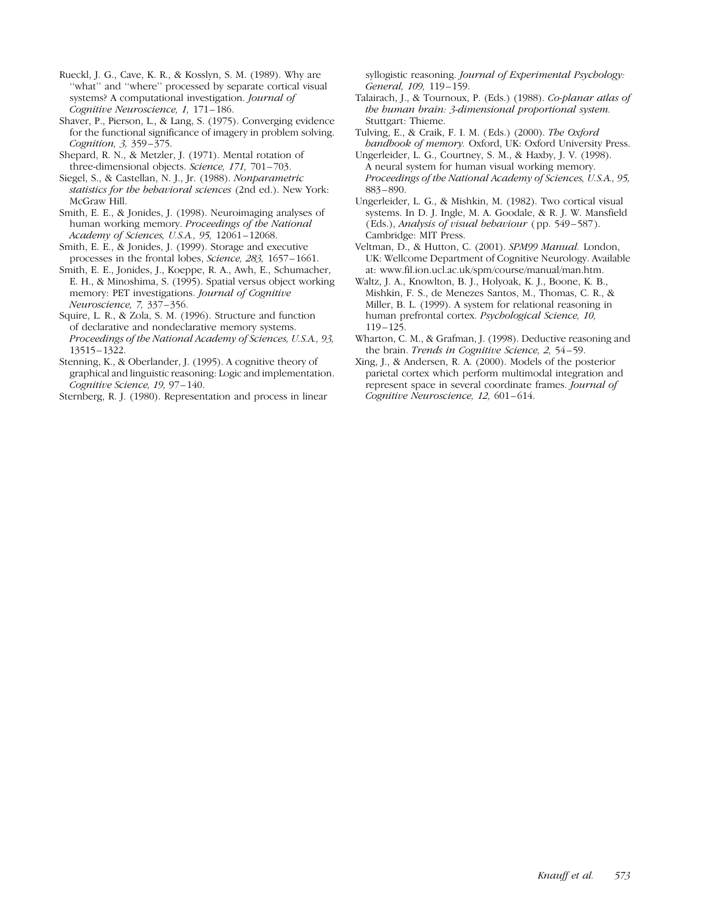Rueckl, J. G., Cave, K. R., & Kosslyn, S. M. (1989). Why are "what" and "where" processed by separate cortical visual systems? A computational investigation. *Journal of Cognitive Neuroscience, 1,* 171–186.

Shaver, P., Pierson, L., & Lang, S. (1975). Converging evidence for the functional significance of imagery in problem solving. *Cognition, 3,* 359–375.

Shepard, R. N., & Metzler, J. (1971). Mental rotation of three-dimensional objects. *Science, 171,* 701–703.

Siegel, S., & Castellan, N. J., Jr. (1988). *Nonparametric statistics for the behavioral sciences* (2nd ed.). New York: McGraw Hill.

Smith, E. E., & Jonides, J. (1998). Neuroimaging analyses of human working memory. *Proceedings of the National Academy of Sciences, U.S.A., 95,* 12061–12068.

Smith, E. E., & Jonides, J. (1999). Storage and executive processes in the frontal lobes, *Science, 283,* 1657–1661.

Smith, E. E., Jonides, J., Koeppe, R. A., Awh, E., Schumacher, E. H., & Minoshima, S. (1995). Spatial versus object working memory: PET investigations. *Journal of Cognitive Neuroscience, 7,* 337–356.

Squire, L. R., & Zola, S. M. (1996). Structure and function of declarative and nondeclarative memory systems. *Proceedings of the National Academy of Sciences, U.S.A., 93,* 13515–1322.

Stenning, K., & Oberlander, J. (1995). A cognitive theory of graphical and linguistic reasoning: Logic and implementation. *Cognitive Science, 19,* 97–140.

Sternberg, R. J. (1980). Representation and process in linear syllogistic reasoning. *Journal of Experimental Psychology: General, 109,* 119–159.

Talairach, J., & Tournoux, P. (Eds.) (1988). *Co-planar atlas of the human brain: 3-dimensional proportional system.* Stuttgart: Thieme.

Tulving, E., & Craik, F. I. M. (Eds.) (2000). *The Oxford handbook of memory.* Oxford, UK: Oxford University Press.

Ungerleider, L. G., Courtney, S. M., & Haxby, J. V. (1998). A neural system for human visual working memory. *Proceedings of the National Academy of Sciences, U.S.A., 95,* 883–890.

Ungerleider, L. G., & Mishkin, M. (1982). Two cortical visual systems. In D. J. Ingle, M. A. Goodale, & R. J. W. Mansfield (Eds.), *Analysis of visual behaviour* (pp. 549–587). Cambridge: MIT Press.

Veltman, D., & Hutton, C. (2001). *SPM99 Manual.* London, UK: Wellcome Department of Cognitive Neurology. Available at: www.fil.ion.ucl.ac.uk/spm/course/manual/man.htm.

Waltz, J. A., Knowlton, B. J., Holyoak, K. J., Boone, K. B., Mishkin, F. S., de Menezes Santos, M., Thomas, C. R., & Miller, B. L. (1999). A system for relational reasoning in human prefrontal cortex. *Psychological Science, 10,* 119–125.

Wharton, C. M., & Grafman, J. (1998). Deductive reasoning and the brain. *Trends in Cognitive Science, 2,* 54–59.

Xing, J., & Andersen, R. A. (2000). Models of the posterior parietal cortex which perform multimodal integration and represent space in several coordinate frames. *Journal of Cognitive Neuroscience, 12,* 601–614.